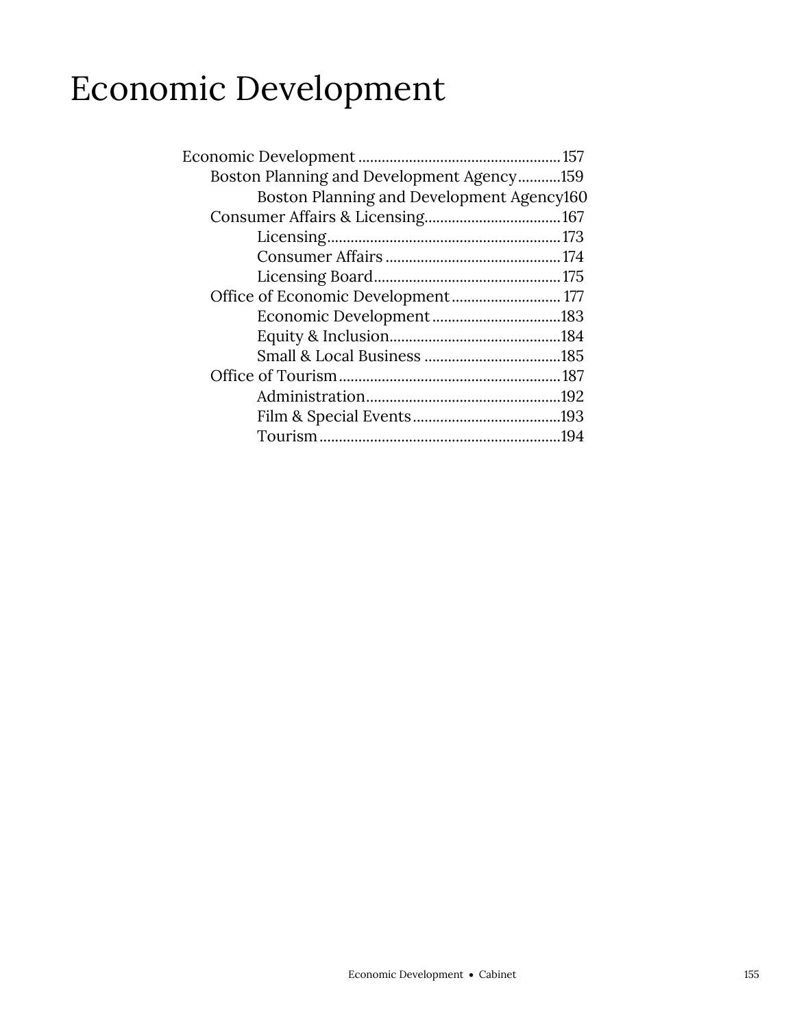# Economic Development

- Economic Development ........................................ 157
  - Boston Planning and Development Agency........... 159
    - Boston Planning and Development Agency 160
  - Consumer Affairs & Licensing................................ 167
    - Licensing........................................................ 173
    - Consumer Affairs ............................................ 174
    - Licensing Board............................................... 175
  - Office of Economic Development........................... 177
    - Economic Development................................. 183
    - Equity & Inclusion.......................................... 184
    - Small & Local Business .................................. 185
  - Office of Tourism..................................................... 187
    - Administration................................................ 192
    - Film & Special Events.................................... 193
    - Tourism........................................................... 194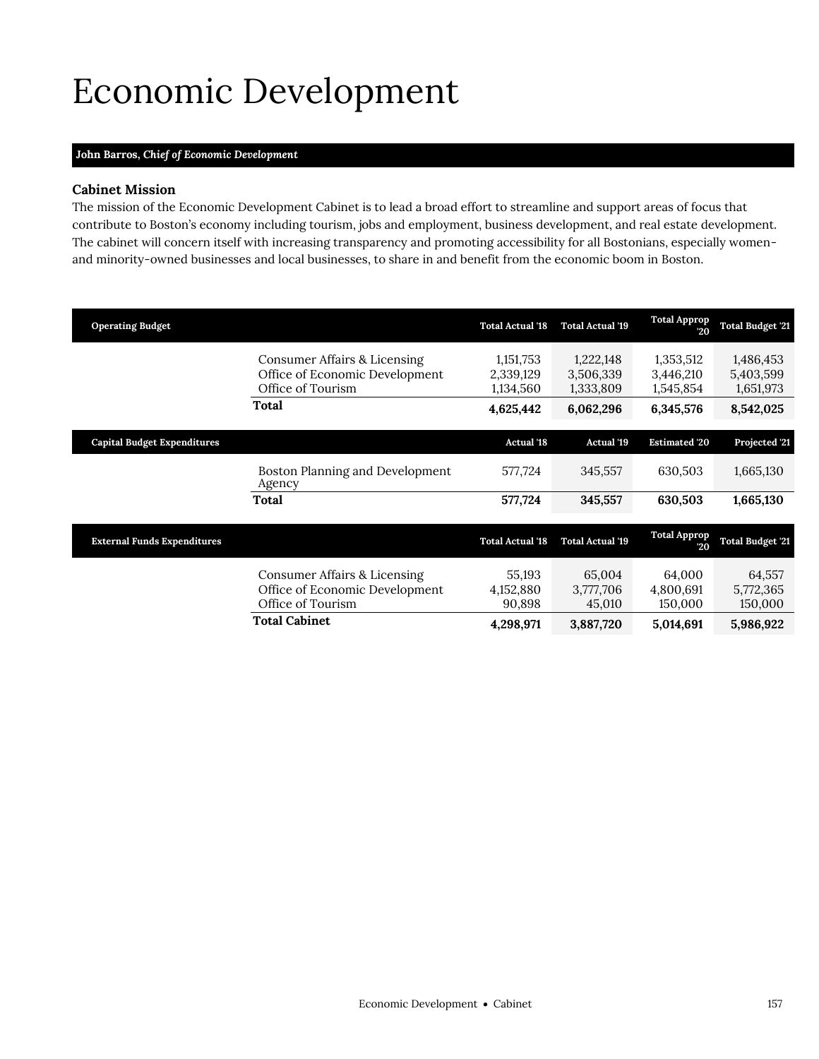# Economic Development

**John Barros,** ***Chief of Economic Development***

### Cabinet Mission

The mission of the Economic Development Cabinet is to lead a broad effort to streamline and support areas of focus that contribute to Boston's economy including tourism, jobs and employment, business development, and real estate development. The cabinet will concern itself with increasing transparency and promoting accessibility for all Bostonians, especially women- and minority-owned businesses and local businesses, to share in and benefit from the economic boom in Boston.

| Operating Budget | Total Actual '18 | Total Actual '19 | Total Approp '20 | Total Budget '21 |
|---|---|---|---|---|
| Consumer Affairs & Licensing | 1,151,753 | 1,222,148 | 1,353,512 | 1,486,453 |
| Office of Economic Development | 2,339,129 | 3,506,339 | 3,446,210 | 5,403,599 |
| Office of Tourism | 1,134,560 | 1,333,809 | 1,545,854 | 1,651,973 |
| **Total** | **4,625,442** | **6,062,296** | **6,345,576** | **8,542,025** |

| Capital Budget Expenditures | Actual '18 | Actual '19 | Estimated '20 | Projected '21 |
|---|---|---|---|---|
| Boston Planning and Development Agency | 577,724 | 345,557 | 630,503 | 1,665,130 |
| **Total** | **577,724** | **345,557** | **630,503** | **1,665,130** |

| External Funds Expenditures | Total Actual '18 | Total Actual '19 | Total Approp '20 | Total Budget '21 |
|---|---|---|---|---|
| Consumer Affairs & Licensing | 55,193 | 65,004 | 64,000 | 64,557 |
| Office of Economic Development | 4,152,880 | 3,777,706 | 4,800,691 | 5,772,365 |
| Office of Tourism | 90,898 | 45,010 | 150,000 | 150,000 |
| **Total Cabinet** | **4,298,971** | **3,887,720** | **5,014,691** | **5,986,922** |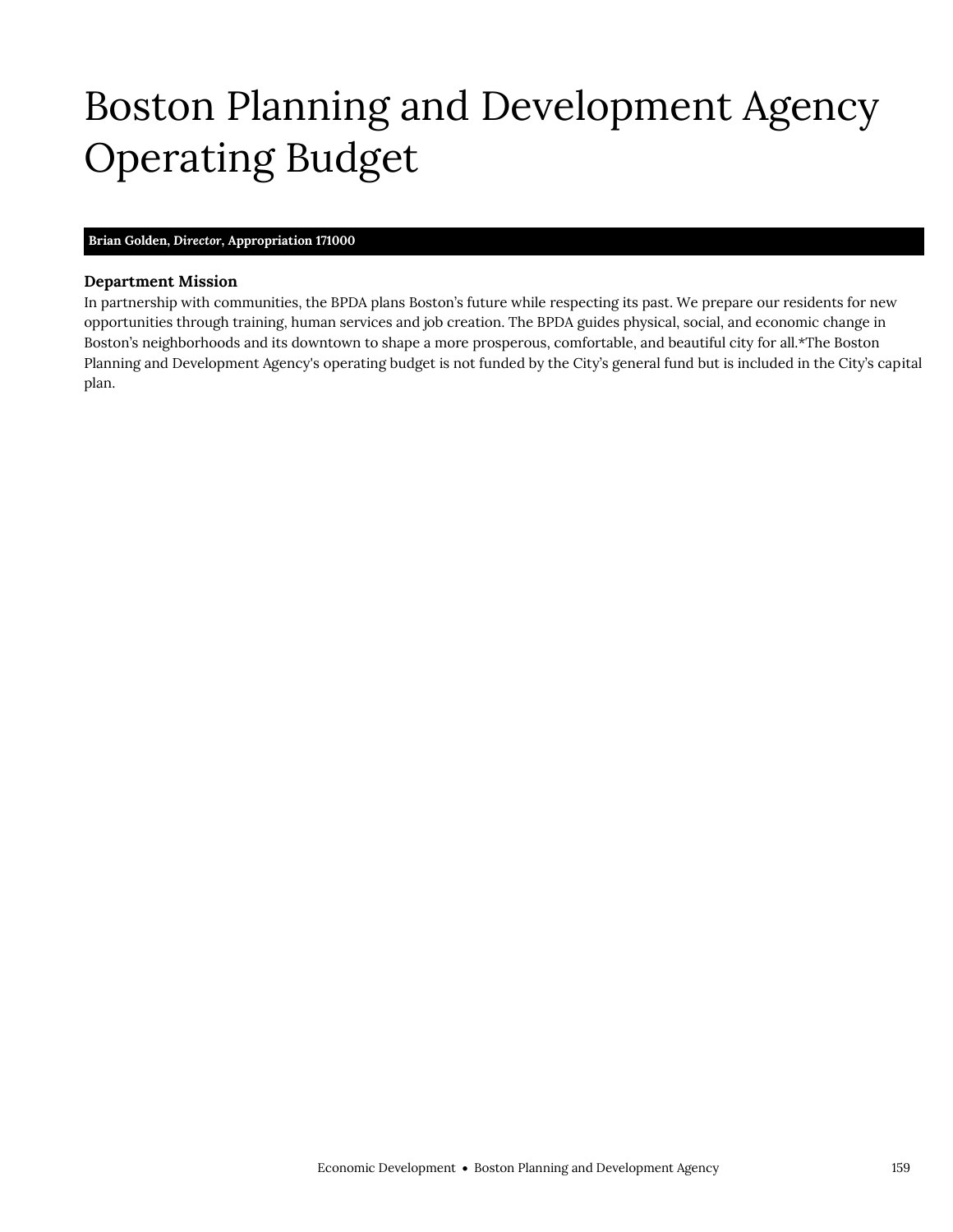# Boston Planning and Development Agency Operating Budget

**Brian Golden, *Director*, Appropriation 171000**

### Department Mission

In partnership with communities, the BPDA plans Boston's future while respecting its past. We prepare our residents for new opportunities through training, human services and job creation. The BPDA guides physical, social, and economic change in Boston's neighborhoods and its downtown to shape a more prosperous, comfortable, and beautiful city for all.*The Boston Planning and Development Agency's operating budget is not funded by the City's general fund but is included in the City's capital plan.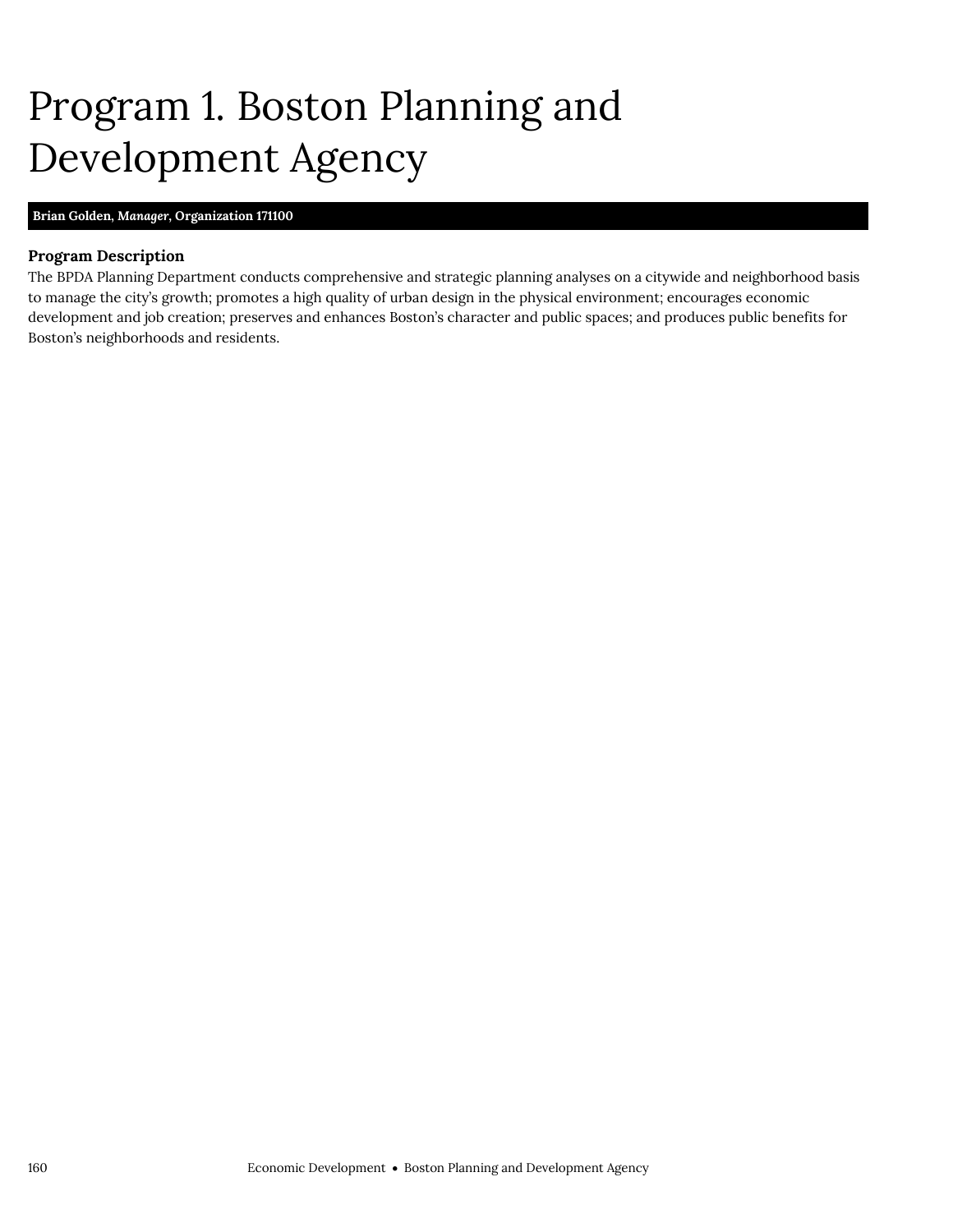# Program 1. Boston Planning and Development Agency

**Brian Golden, *Manager*, Organization 171100**

### Program Description

The BPDA Planning Department conducts comprehensive and strategic planning analyses on a citywide and neighborhood basis to manage the city's growth; promotes a high quality of urban design in the physical environment; encourages economic development and job creation; preserves and enhances Boston's character and public spaces; and produces public benefits for Boston's neighborhoods and residents.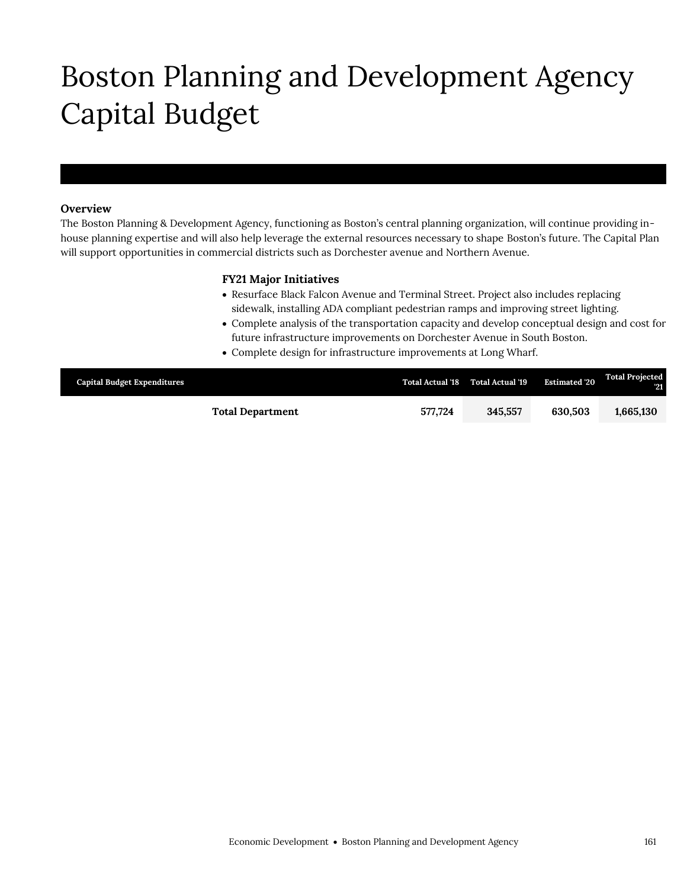# Boston Planning and Development Agency Capital Budget

### Overview

The Boston Planning & Development Agency, functioning as Boston's central planning organization, will continue providing in-house planning expertise and will also help leverage the external resources necessary to shape Boston's future. The Capital Plan will support opportunities in commercial districts such as Dorchester avenue and Northern Avenue.

### FY21 Major Initiatives

- Resurface Black Falcon Avenue and Terminal Street. Project also includes replacing sidewalk, installing ADA compliant pedestrian ramps and improving street lighting.
- Complete analysis of the transportation capacity and develop conceptual design and cost for future infrastructure improvements on Dorchester Avenue in South Boston.
- Complete design for infrastructure improvements at Long Wharf.

| Capital Budget Expenditures | Total Actual '18 | Total Actual '19 | Estimated '20 | Total Projected '21 |
|---|---|---|---|---|
| **Total Department** | **577,724** | **345,557** | **630,503** | **1,665,130** |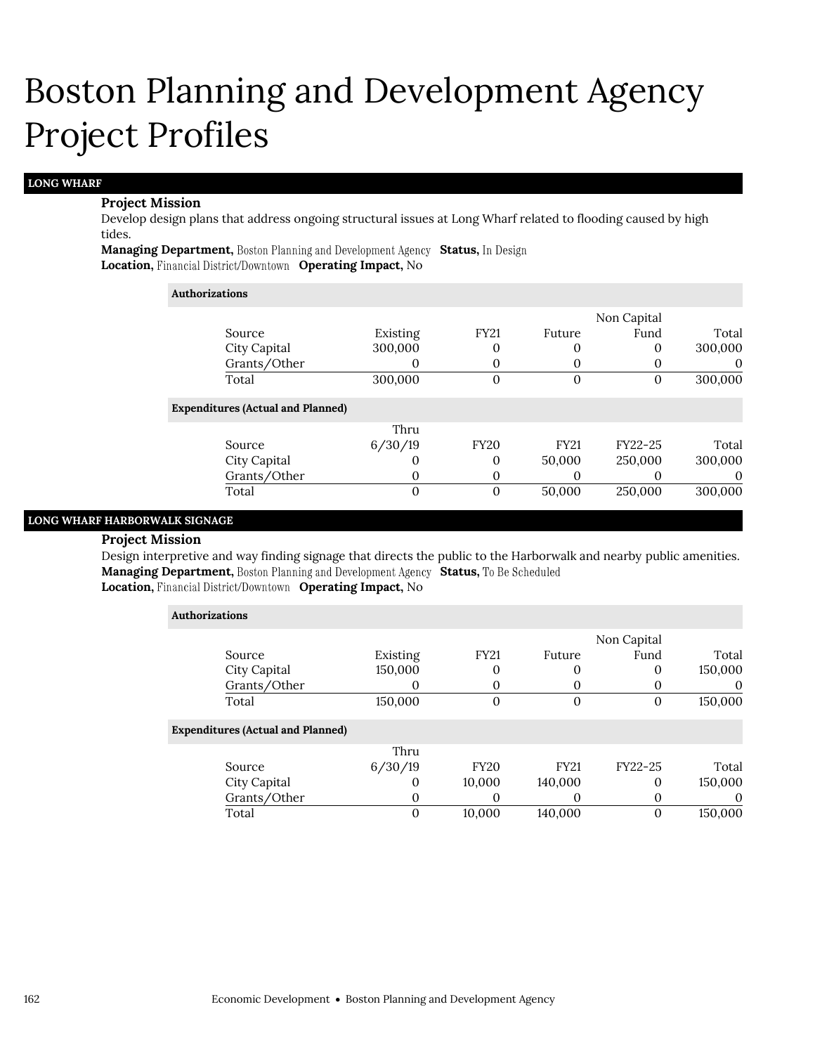# Boston Planning and Development Agency Project Profiles

## LONG WHARF

**Project Mission**

Develop design plans that address ongoing structural issues at Long Wharf related to flooding caused by high tides.

**Managing Department,** Boston Planning and Development Agency **Status,** In Design

**Location,** Financial District/Downtown **Operating Impact,** No

**Authorizations**

| Source | Existing | FY21 | Future | Non Capital Fund | Total |
|---|---|---|---|---|---|
| City Capital | 300,000 | 0 | 0 | 0 | 300,000 |
| Grants/Other | 0 | 0 | 0 | 0 | 0 |
| Total | 300,000 | 0 | 0 | 0 | 300,000 |

**Expenditures (Actual and Planned)**

| Source | Thru 6/30/19 | FY20 | FY21 | FY22-25 | Total |
|---|---|---|---|---|---|
| City Capital | 0 | 0 | 50,000 | 250,000 | 300,000 |
| Grants/Other | 0 | 0 | 0 | 0 | 0 |
| Total | 0 | 0 | 50,000 | 250,000 | 300,000 |

## LONG WHARF HARBORWALK SIGNAGE

**Project Mission**

Design interpretive and way finding signage that directs the public to the Harborwalk and nearby public amenities.

**Managing Department,** Boston Planning and Development Agency **Status,** To Be Scheduled

**Location,** Financial District/Downtown **Operating Impact,** No

**Authorizations**

| Source | Existing | FY21 | Future | Non Capital Fund | Total |
|---|---|---|---|---|---|
| City Capital | 150,000 | 0 | 0 | 0 | 150,000 |
| Grants/Other | 0 | 0 | 0 | 0 | 0 |
| Total | 150,000 | 0 | 0 | 0 | 150,000 |

**Expenditures (Actual and Planned)**

| Source | Thru 6/30/19 | FY20 | FY21 | FY22-25 | Total |
|---|---|---|---|---|---|
| City Capital | 0 | 10,000 | 140,000 | 0 | 150,000 |
| Grants/Other | 0 | 0 | 0 | 0 | 0 |
| Total | 0 | 10,000 | 140,000 | 0 | 150,000 |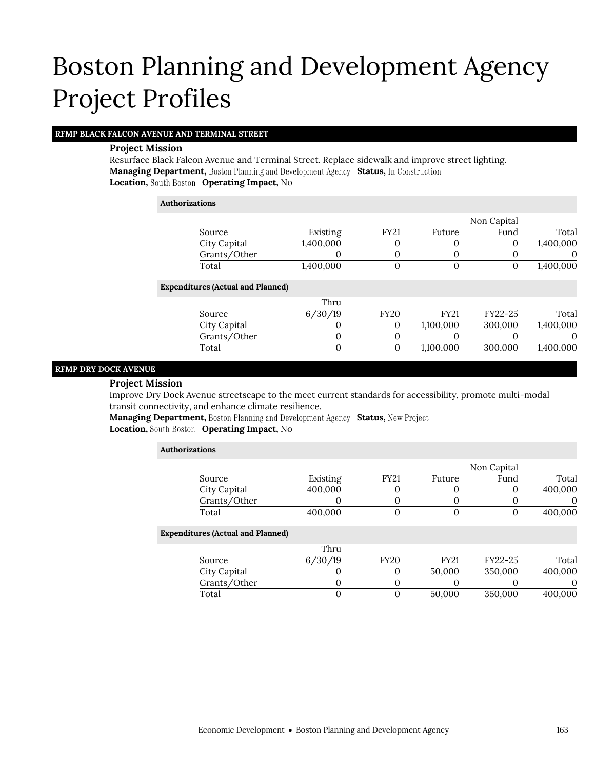# Boston Planning and Development Agency Project Profiles

## RFMP BLACK FALCON AVENUE AND TERMINAL STREET

**Project Mission**

Resurface Black Falcon Avenue and Terminal Street. Replace sidewalk and improve street lighting.

**Managing Department,** Boston Planning and Development Agency **Status,** In Construction

**Location,** South Boston **Operating Impact,** No

**Authorizations**

| Source | Existing | FY21 | Future | Non Capital Fund | Total |
|---|---|---|---|---|---|
| City Capital | 1,400,000 | 0 | 0 | 0 | 1,400,000 |
| Grants/Other | 0 | 0 | 0 | 0 | 0 |
| Total | 1,400,000 | 0 | 0 | 0 | 1,400,000 |

**Expenditures (Actual and Planned)**

| Source | Thru 6/30/19 | FY20 | FY21 | FY22-25 | Total |
|---|---|---|---|---|---|
| City Capital | 0 | 0 | 1,100,000 | 300,000 | 1,400,000 |
| Grants/Other | 0 | 0 | 0 | 0 | 0 |
| Total | 0 | 0 | 1,100,000 | 300,000 | 1,400,000 |

## RFMP DRY DOCK AVENUE

**Project Mission**

Improve Dry Dock Avenue streetscape to the meet current standards for accessibility, promote multi-modal transit connectivity, and enhance climate resilience.

**Managing Department,** Boston Planning and Development Agency **Status,** New Project

**Location,** South Boston **Operating Impact,** No

**Authorizations**

| Source | Existing | FY21 | Future | Non Capital Fund | Total |
|---|---|---|---|---|---|
| City Capital | 400,000 | 0 | 0 | 0 | 400,000 |
| Grants/Other | 0 | 0 | 0 | 0 | 0 |
| Total | 400,000 | 0 | 0 | 0 | 400,000 |

**Expenditures (Actual and Planned)**

| Source | Thru 6/30/19 | FY20 | FY21 | FY22-25 | Total |
|---|---|---|---|---|---|
| City Capital | 0 | 0 | 50,000 | 350,000 | 400,000 |
| Grants/Other | 0 | 0 | 0 | 0 | 0 |
| Total | 0 | 0 | 50,000 | 350,000 | 400,000 |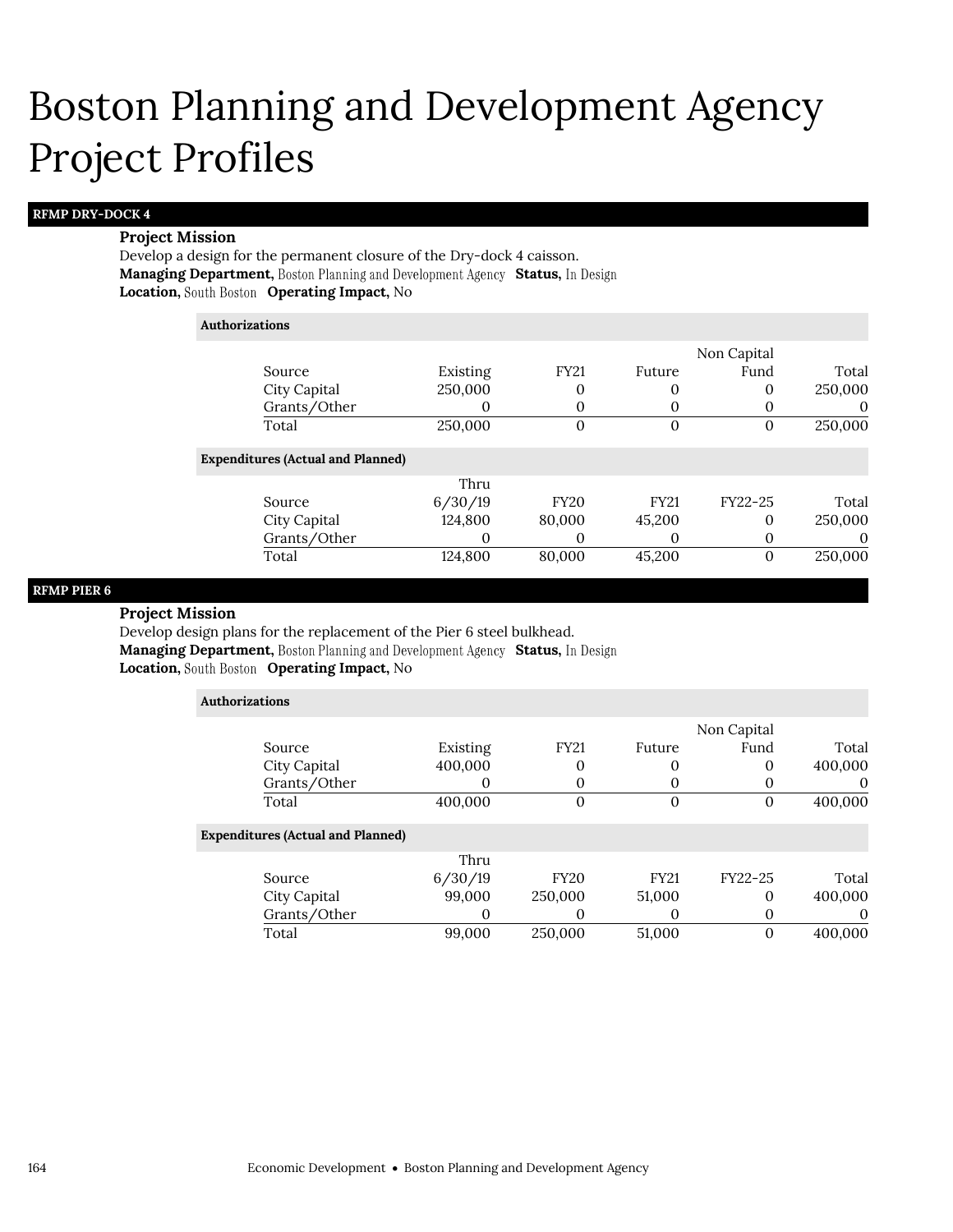# Boston Planning and Development Agency Project Profiles

## RFMP DRY-DOCK 4

**Project Mission**

Develop a design for the permanent closure of the Dry-dock 4 caisson.

**Managing Department,** Boston Planning and Development Agency **Status,** In Design

**Location,** South Boston **Operating Impact,** No

**Authorizations**

| Source | Existing | FY21 | Future | Non Capital Fund | Total |
|---|---|---|---|---|---|
| City Capital | 250,000 | 0 | 0 | 0 | 250,000 |
| Grants/Other | 0 | 0 | 0 | 0 | 0 |
| Total | 250,000 | 0 | 0 | 0 | 250,000 |

**Expenditures (Actual and Planned)**

| Source | Thru 6/30/19 | FY20 | FY21 | FY22-25 | Total |
|---|---|---|---|---|---|
| City Capital | 124,800 | 80,000 | 45,200 | 0 | 250,000 |
| Grants/Other | 0 | 0 | 0 | 0 | 0 |
| Total | 124,800 | 80,000 | 45,200 | 0 | 250,000 |

## RFMP PIER 6

**Project Mission**

Develop design plans for the replacement of the Pier 6 steel bulkhead.

**Managing Department,** Boston Planning and Development Agency **Status,** In Design

**Location,** South Boston **Operating Impact,** No

**Authorizations**

| Source | Existing | FY21 | Future | Non Capital Fund | Total |
|---|---|---|---|---|---|
| City Capital | 400,000 | 0 | 0 | 0 | 400,000 |
| Grants/Other | 0 | 0 | 0 | 0 | 0 |
| Total | 400,000 | 0 | 0 | 0 | 400,000 |

**Expenditures (Actual and Planned)**

| Source | Thru 6/30/19 | FY20 | FY21 | FY22-25 | Total |
|---|---|---|---|---|---|
| City Capital | 99,000 | 250,000 | 51,000 | 0 | 400,000 |
| Grants/Other | 0 | 0 | 0 | 0 | 0 |
| Total | 99,000 | 250,000 | 51,000 | 0 | 400,000 |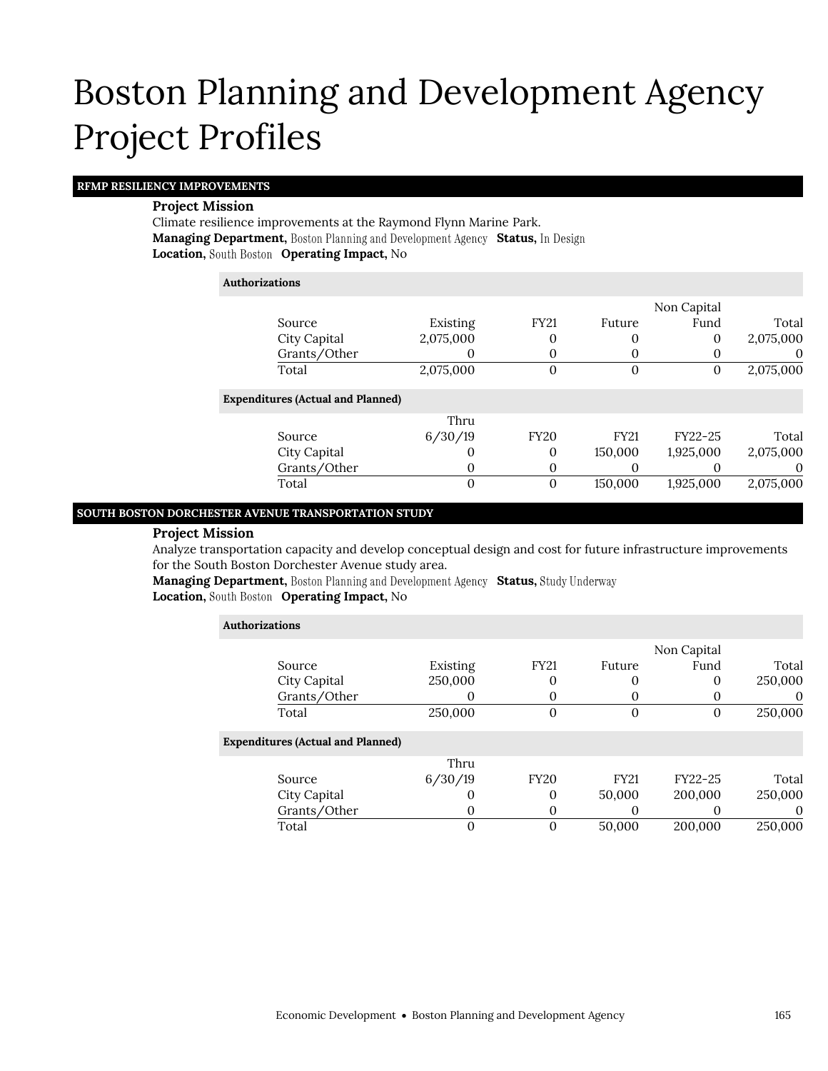# Boston Planning and Development Agency Project Profiles

## RFMP RESILIENCY IMPROVEMENTS

**Project Mission**

Climate resilience improvements at the Raymond Flynn Marine Park.

**Managing Department,** Boston Planning and Development Agency **Status,** In Design

**Location,** South Boston **Operating Impact,** No

**Authorizations**

| Source | Existing | FY21 | Future | Non Capital Fund | Total |
|---|---|---|---|---|---|
| City Capital | 2,075,000 | 0 | 0 | 0 | 2,075,000 |
| Grants/Other | 0 | 0 | 0 | 0 | 0 |
| Total | 2,075,000 | 0 | 0 | 0 | 2,075,000 |

**Expenditures (Actual and Planned)**

| Source | Thru 6/30/19 | FY20 | FY21 | FY22-25 | Total |
|---|---|---|---|---|---|
| City Capital | 0 | 0 | 150,000 | 1,925,000 | 2,075,000 |
| Grants/Other | 0 | 0 | 0 | 0 | 0 |
| Total | 0 | 0 | 150,000 | 1,925,000 | 2,075,000 |

## SOUTH BOSTON DORCHESTER AVENUE TRANSPORTATION STUDY

**Project Mission**

Analyze transportation capacity and develop conceptual design and cost for future infrastructure improvements for the South Boston Dorchester Avenue study area.

**Managing Department,** Boston Planning and Development Agency **Status,** Study Underway

**Location,** South Boston **Operating Impact,** No

**Authorizations**

| Source | Existing | FY21 | Future | Non Capital Fund | Total |
|---|---|---|---|---|---|
| City Capital | 250,000 | 0 | 0 | 0 | 250,000 |
| Grants/Other | 0 | 0 | 0 | 0 | 0 |
| Total | 250,000 | 0 | 0 | 0 | 250,000 |

**Expenditures (Actual and Planned)**

| Source | Thru 6/30/19 | FY20 | FY21 | FY22-25 | Total |
|---|---|---|---|---|---|
| City Capital | 0 | 0 | 50,000 | 200,000 | 250,000 |
| Grants/Other | 0 | 0 | 0 | 0 | 0 |
| Total | 0 | 0 | 50,000 | 200,000 | 250,000 |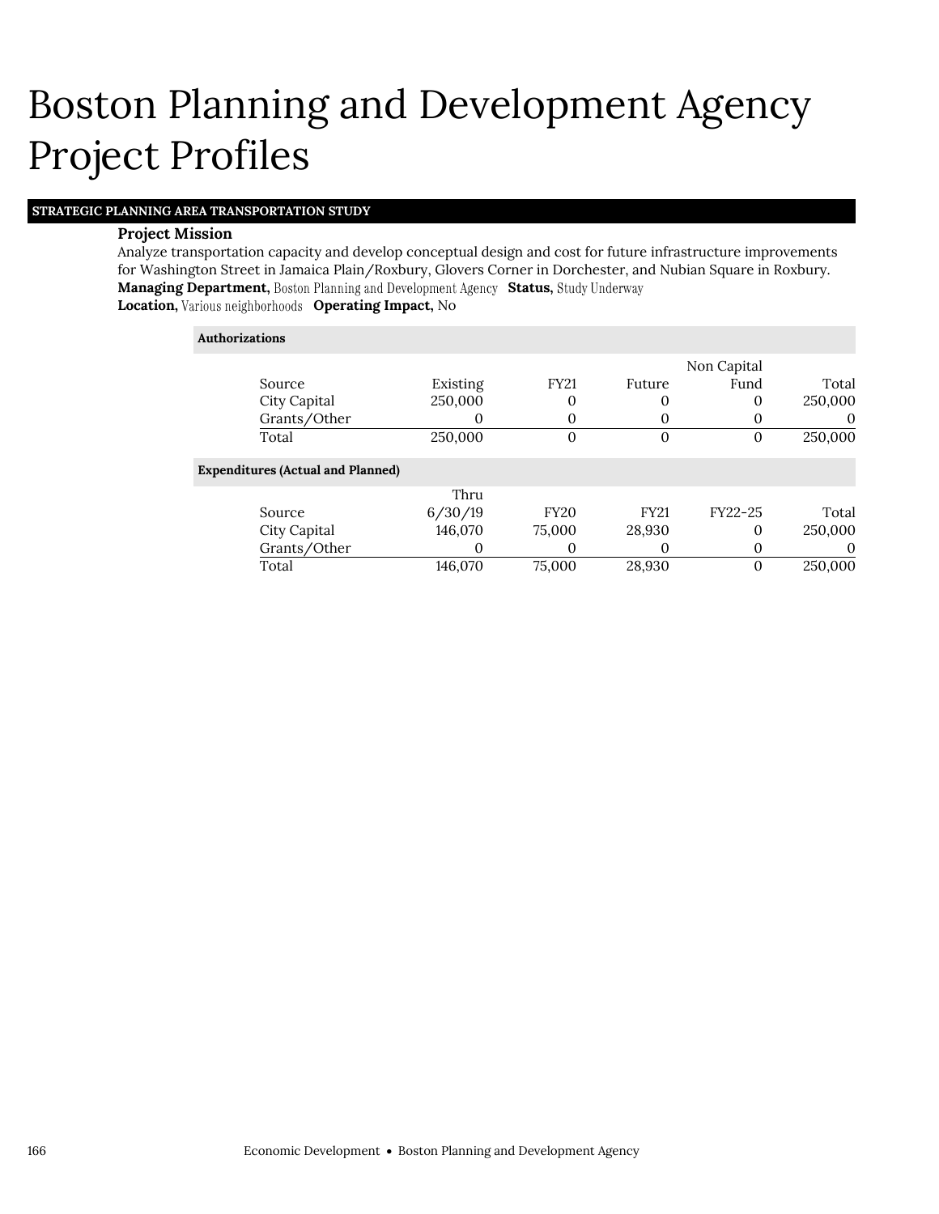# Boston Planning and Development Agency Project Profiles

## STRATEGIC PLANNING AREA TRANSPORTATION STUDY

**Project Mission**

Analyze transportation capacity and develop conceptual design and cost for future infrastructure improvements for Washington Street in Jamaica Plain/Roxbury, Glovers Corner in Dorchester, and Nubian Square in Roxbury.

**Managing Department,** Boston Planning and Development Agency **Status,** Study Underway

**Location,** Various neighborhoods **Operating Impact,** No

**Authorizations**

| Source | Existing | FY21 | Future | Non Capital Fund | Total |
|---|---|---|---|---|---|
| City Capital | 250,000 | 0 | 0 | 0 | 250,000 |
| Grants/Other | 0 | 0 | 0 | 0 | 0 |
| Total | 250,000 | 0 | 0 | 0 | 250,000 |

**Expenditures (Actual and Planned)**

| Source | Thru 6/30/19 | FY20 | FY21 | FY22-25 | Total |
|---|---|---|---|---|---|
| City Capital | 146,070 | 75,000 | 28,930 | 0 | 250,000 |
| Grants/Other | 0 | 0 | 0 | 0 | 0 |
| Total | 146,070 | 75,000 | 28,930 | 0 | 250,000 |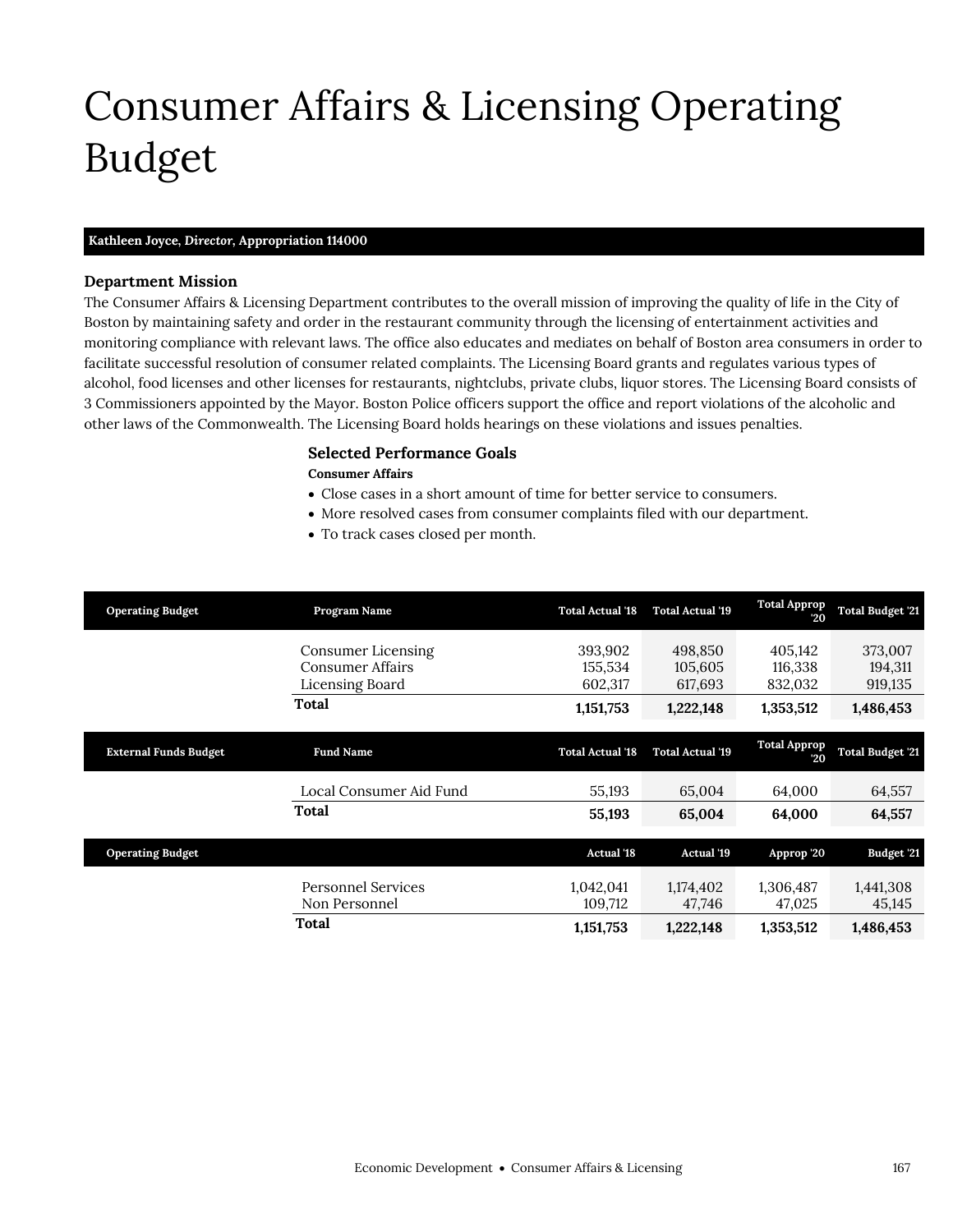# Consumer Affairs & Licensing Operating Budget

**Kathleen Joyce, *Director*, Appropriation 114000**

### Department Mission

The Consumer Affairs & Licensing Department contributes to the overall mission of improving the quality of life in the City of Boston by maintaining safety and order in the restaurant community through the licensing of entertainment activities and monitoring compliance with relevant laws. The office also educates and mediates on behalf of Boston area consumers in order to facilitate successful resolution of consumer related complaints. The Licensing Board grants and regulates various types of alcohol, food licenses and other licenses for restaurants, nightclubs, private clubs, liquor stores. The Licensing Board consists of 3 Commissioners appointed by the Mayor. Boston Police officers support the office and report violations of the alcoholic and other laws of the Commonwealth. The Licensing Board holds hearings on these violations and issues penalties.

### Selected Performance Goals

**Consumer Affairs**

- Close cases in a short amount of time for better service to consumers.
- More resolved cases from consumer complaints filed with our department.
- To track cases closed per month.

| Operating Budget | Program Name | Total Actual '18 | Total Actual '19 | Total Approp '20 | Total Budget '21 |
|---|---|---|---|---|---|
| | Consumer Licensing | 393,902 | 498,850 | 405,142 | 373,007 |
| | Consumer Affairs | 155,534 | 105,605 | 116,338 | 194,311 |
| | Licensing Board | 602,317 | 617,693 | 832,032 | 919,135 |
| | **Total** | **1,151,753** | **1,222,148** | **1,353,512** | **1,486,453** |

| External Funds Budget | Fund Name | Total Actual '18 | Total Actual '19 | Total Approp '20 | Total Budget '21 |
|---|---|---|---|---|---|
| | Local Consumer Aid Fund | 55,193 | 65,004 | 64,000 | 64,557 |
| | **Total** | **55,193** | **65,004** | **64,000** | **64,557** |

| Operating Budget | | Actual '18 | Actual '19 | Approp '20 | Budget '21 |
|---|---|---|---|---|---|
| | Personnel Services | 1,042,041 | 1,174,402 | 1,306,487 | 1,441,308 |
| | Non Personnel | 109,712 | 47,746 | 47,025 | 45,145 |
| | **Total** | **1,151,753** | **1,222,148** | **1,353,512** | **1,486,453** |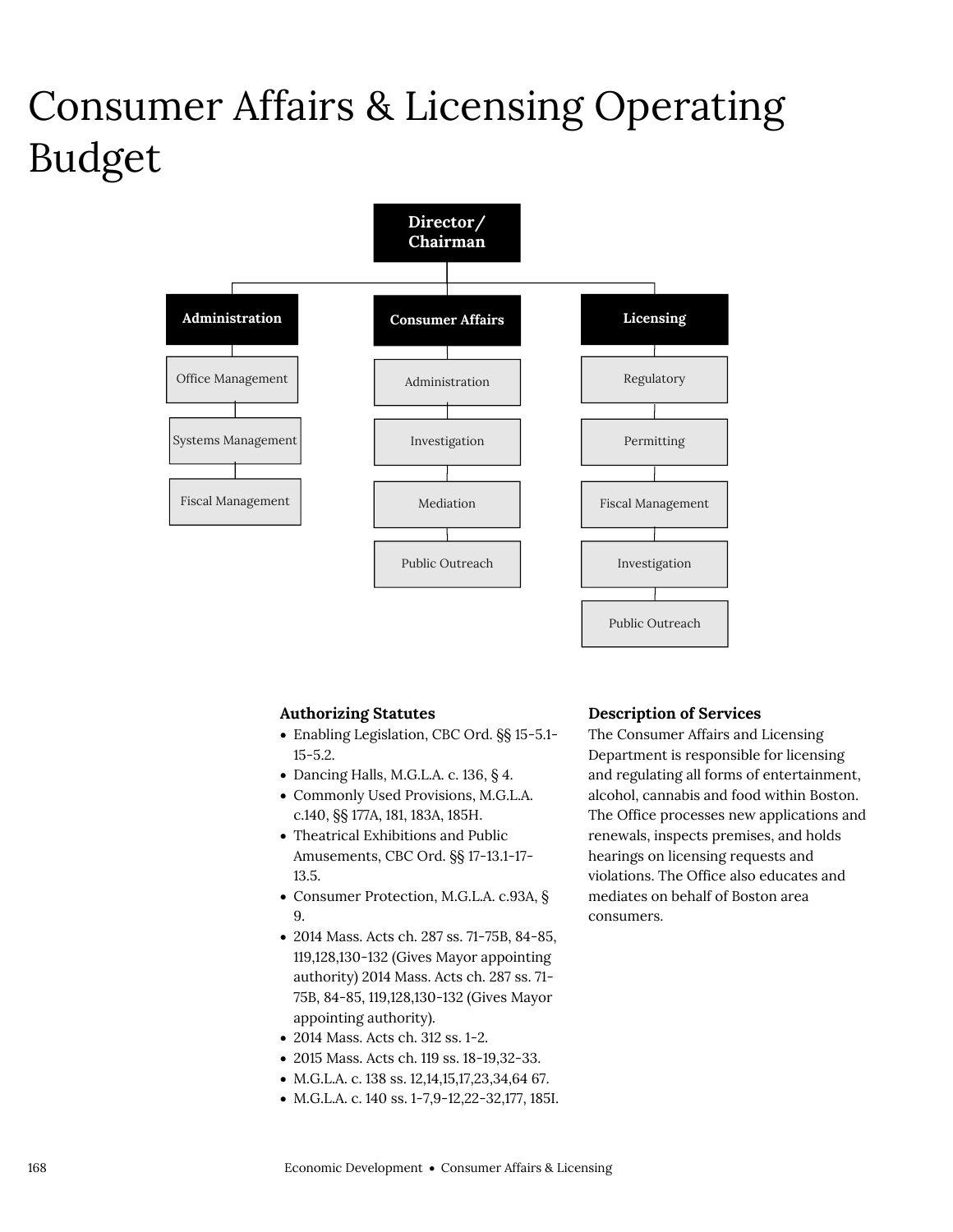# Consumer Affairs & Licensing Operating Budget

Director/ Chairman

- Administration
  - Office Management
  - Systems Management
  - Fiscal Management
- Consumer Affairs
  - Administration
  - Investigation
  - Mediation
  - Public Outreach
- Licensing
  - Regulatory
  - Permitting
  - Fiscal Management
  - Investigation
  - Public Outreach

### Authorizing Statutes

- Enabling Legislation, CBC Ord. §§ 15-5.1-15-5.2.
- Dancing Halls, M.G.L.A. c. 136, § 4.
- Commonly Used Provisions, M.G.L.A. c.140, §§ 177A, 181, 183A, 185H.
- Theatrical Exhibitions and Public Amusements, CBC Ord. §§ 17-13.1-17-13.5.
- Consumer Protection, M.G.L.A. c.93A, § 9.
- 2014 Mass. Acts ch. 287 ss. 71-75B, 84-85, 119,128,130-132 (Gives Mayor appointing authority) 2014 Mass. Acts ch. 287 ss. 71-75B, 84-85, 119,128,130-132 (Gives Mayor appointing authority).
- 2014 Mass. Acts ch. 312 ss. 1-2.
- 2015 Mass. Acts ch. 119 ss. 18-19,32-33.
- M.G.L.A. c. 138 ss. 12,14,15,17,23,34,64 67.
- M.G.L.A. c. 140 ss. 1-7,9-12,22-32,177, 185I.

### Description of Services

The Consumer Affairs and Licensing Department is responsible for licensing and regulating all forms of entertainment, alcohol, cannabis and food within Boston. The Office processes new applications and renewals, inspects premises, and holds hearings on licensing requests and violations. The Office also educates and mediates on behalf of Boston area consumers.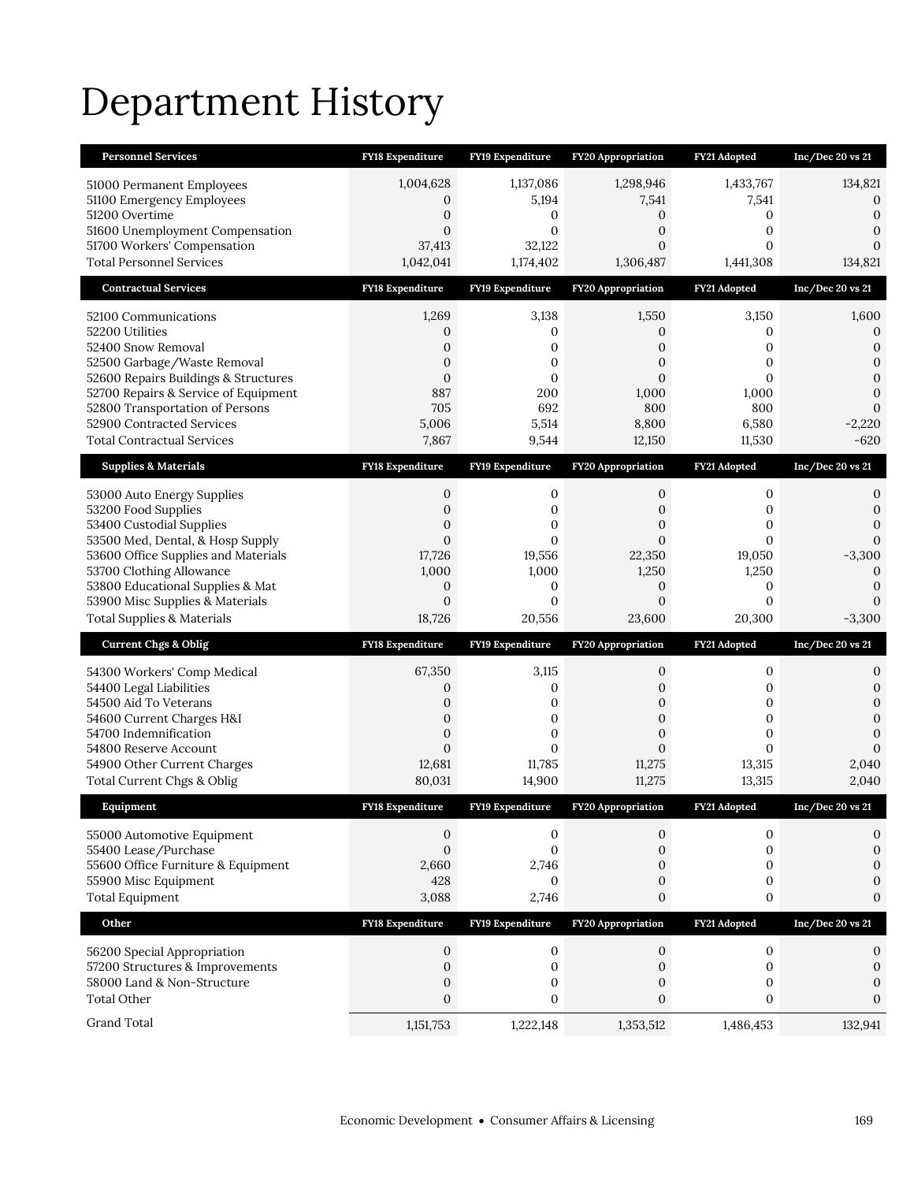# Department History

| Personnel Services | FY18 Expenditure | FY19 Expenditure | FY20 Appropriation | FY21 Adopted | Inc/Dec 20 vs 21 |
|---|---|---|---|---|---|
| 51000 Permanent Employees | 1,004,628 | 1,137,086 | 1,298,946 | 1,433,767 | 134,821 |
| 51100 Emergency Employees | 0 | 5,194 | 7,541 | 7,541 | 0 |
| 51200 Overtime | 0 | 0 | 0 | 0 | 0 |
| 51600 Unemployment Compensation | 0 | 0 | 0 | 0 | 0 |
| 51700 Workers' Compensation | 37,413 | 32,122 | 0 | 0 | 0 |
| Total Personnel Services | 1,042,041 | 1,174,402 | 1,306,487 | 1,441,308 | 134,821 |

| Contractual Services | FY18 Expenditure | FY19 Expenditure | FY20 Appropriation | FY21 Adopted | Inc/Dec 20 vs 21 |
|---|---|---|---|---|---|
| 52100 Communications | 1,269 | 3,138 | 1,550 | 3,150 | 1,600 |
| 52200 Utilities | 0 | 0 | 0 | 0 | 0 |
| 52400 Snow Removal | 0 | 0 | 0 | 0 | 0 |
| 52500 Garbage/Waste Removal | 0 | 0 | 0 | 0 | 0 |
| 52600 Repairs Buildings & Structures | 0 | 0 | 0 | 0 | 0 |
| 52700 Repairs & Service of Equipment | 887 | 200 | 1,000 | 1,000 | 0 |
| 52800 Transportation of Persons | 705 | 692 | 800 | 800 | 0 |
| 52900 Contracted Services | 5,006 | 5,514 | 8,800 | 6,580 | -2,220 |
| Total Contractual Services | 7,867 | 9,544 | 12,150 | 11,530 | -620 |

| Supplies & Materials | FY18 Expenditure | FY19 Expenditure | FY20 Appropriation | FY21 Adopted | Inc/Dec 20 vs 21 |
|---|---|---|---|---|---|
| 53000 Auto Energy Supplies | 0 | 0 | 0 | 0 | 0 |
| 53200 Food Supplies | 0 | 0 | 0 | 0 | 0 |
| 53400 Custodial Supplies | 0 | 0 | 0 | 0 | 0 |
| 53500 Med, Dental, & Hosp Supply | 0 | 0 | 0 | 0 | 0 |
| 53600 Office Supplies and Materials | 17,726 | 19,556 | 22,350 | 19,050 | -3,300 |
| 53700 Clothing Allowance | 1,000 | 1,000 | 1,250 | 1,250 | 0 |
| 53800 Educational Supplies & Mat | 0 | 0 | 0 | 0 | 0 |
| 53900 Misc Supplies & Materials | 0 | 0 | 0 | 0 | 0 |
| Total Supplies & Materials | 18,726 | 20,556 | 23,600 | 20,300 | -3,300 |

| Current Chgs & Oblig | FY18 Expenditure | FY19 Expenditure | FY20 Appropriation | FY21 Adopted | Inc/Dec 20 vs 21 |
|---|---|---|---|---|---|
| 54300 Workers' Comp Medical | 67,350 | 3,115 | 0 | 0 | 0 |
| 54400 Legal Liabilities | 0 | 0 | 0 | 0 | 0 |
| 54500 Aid To Veterans | 0 | 0 | 0 | 0 | 0 |
| 54600 Current Charges H&I | 0 | 0 | 0 | 0 | 0 |
| 54700 Indemnification | 0 | 0 | 0 | 0 | 0 |
| 54800 Reserve Account | 0 | 0 | 0 | 0 | 0 |
| 54900 Other Current Charges | 12,681 | 11,785 | 11,275 | 13,315 | 2,040 |
| Total Current Chgs & Oblig | 80,031 | 14,900 | 11,275 | 13,315 | 2,040 |

| Equipment | FY18 Expenditure | FY19 Expenditure | FY20 Appropriation | FY21 Adopted | Inc/Dec 20 vs 21 |
|---|---|---|---|---|---|
| 55000 Automotive Equipment | 0 | 0 | 0 | 0 | 0 |
| 55400 Lease/Purchase | 0 | 0 | 0 | 0 | 0 |
| 55600 Office Furniture & Equipment | 2,660 | 2,746 | 0 | 0 | 0 |
| 55900 Misc Equipment | 428 | 0 | 0 | 0 | 0 |
| Total Equipment | 3,088 | 2,746 | 0 | 0 | 0 |

| Other | FY18 Expenditure | FY19 Expenditure | FY20 Appropriation | FY21 Adopted | Inc/Dec 20 vs 21 |
|---|---|---|---|---|---|
| 56200 Special Appropriation | 0 | 0 | 0 | 0 | 0 |
| 57200 Structures & Improvements | 0 | 0 | 0 | 0 | 0 |
| 58000 Land & Non-Structure | 0 | 0 | 0 | 0 | 0 |
| Total Other | 0 | 0 | 0 | 0 | 0 |
| Grand Total | 1,151,753 | 1,222,148 | 1,353,512 | 1,486,453 | 132,941 |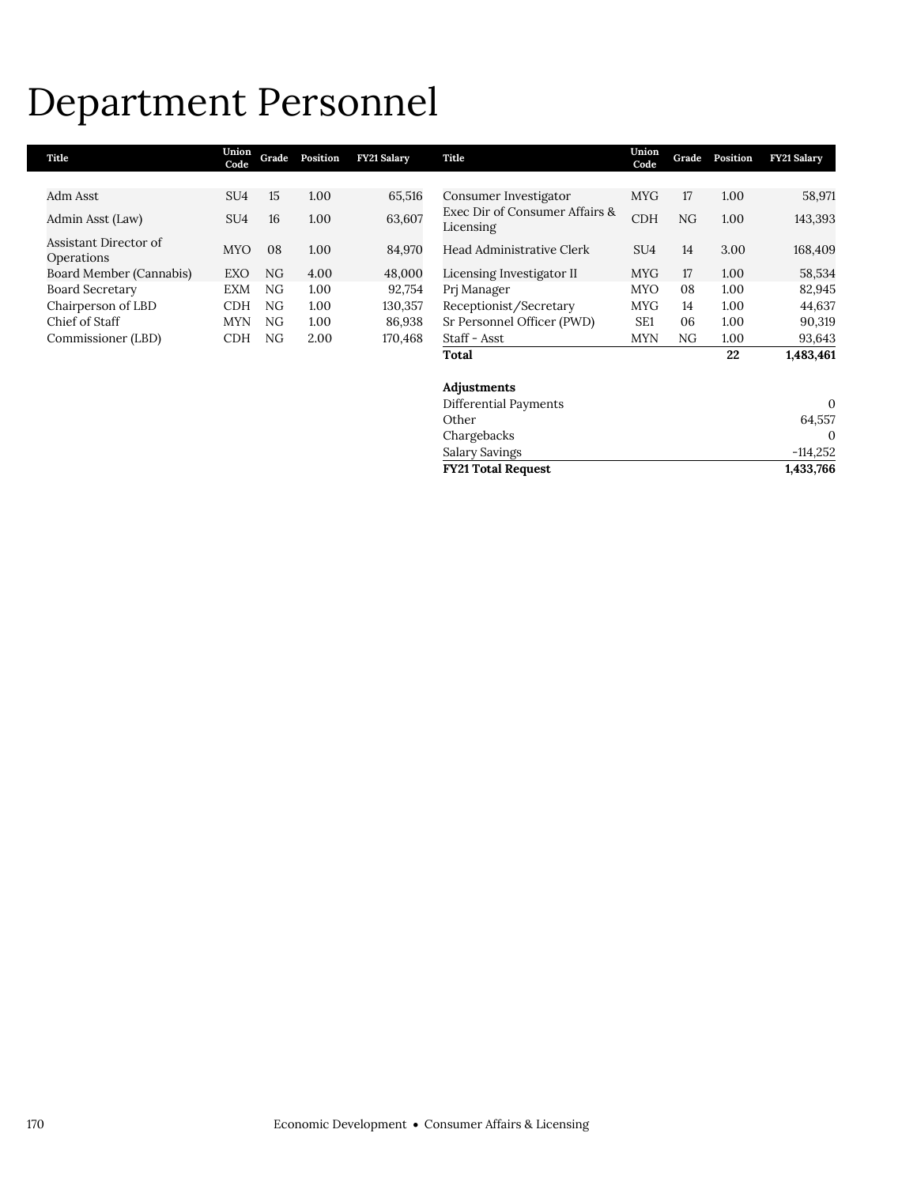# Department Personnel

| Title | Union Code | Grade | Position | FY21 Salary |
|---|---|---|---|---|
| Adm Asst | SU4 | 15 | 1.00 | 65,516 |
| Admin Asst (Law) | SU4 | 16 | 1.00 | 63,607 |
| Assistant Director of Operations | MYO | 08 | 1.00 | 84,970 |
| Board Member (Cannabis) | EXO | NG | 4.00 | 48,000 |
| Board Secretary | EXM | NG | 1.00 | 92,754 |
| Chairperson of LBD | CDH | NG | 1.00 | 130,357 |
| Chief of Staff | MYN | NG | 1.00 | 86,938 |
| Commissioner (LBD) | CDH | NG | 2.00 | 170,468 |
| Consumer Investigator | MYG | 17 | 1.00 | 58,971 |
| Exec Dir of Consumer Affairs & Licensing | CDH | NG | 1.00 | 143,393 |
| Head Administrative Clerk | SU4 | 14 | 3.00 | 168,409 |
| Licensing Investigator II | MYG | 17 | 1.00 | 58,534 |
| Prj Manager | MYO | 08 | 1.00 | 82,945 |
| Receptionist/Secretary | MYG | 14 | 1.00 | 44,637 |
| Sr Personnel Officer (PWD) | SE1 | 06 | 1.00 | 90,319 |
| Staff - Asst | MYN | NG | 1.00 | 93,643 |
| **Total** | | | **22** | **1,483,461** |

| **Adjustments** | |
|---|---|
| Differential Payments | 0 |
| Other | 64,557 |
| Chargebacks | 0 |
| Salary Savings | -114,252 |
| **FY21 Total Request** | **1,433,766** |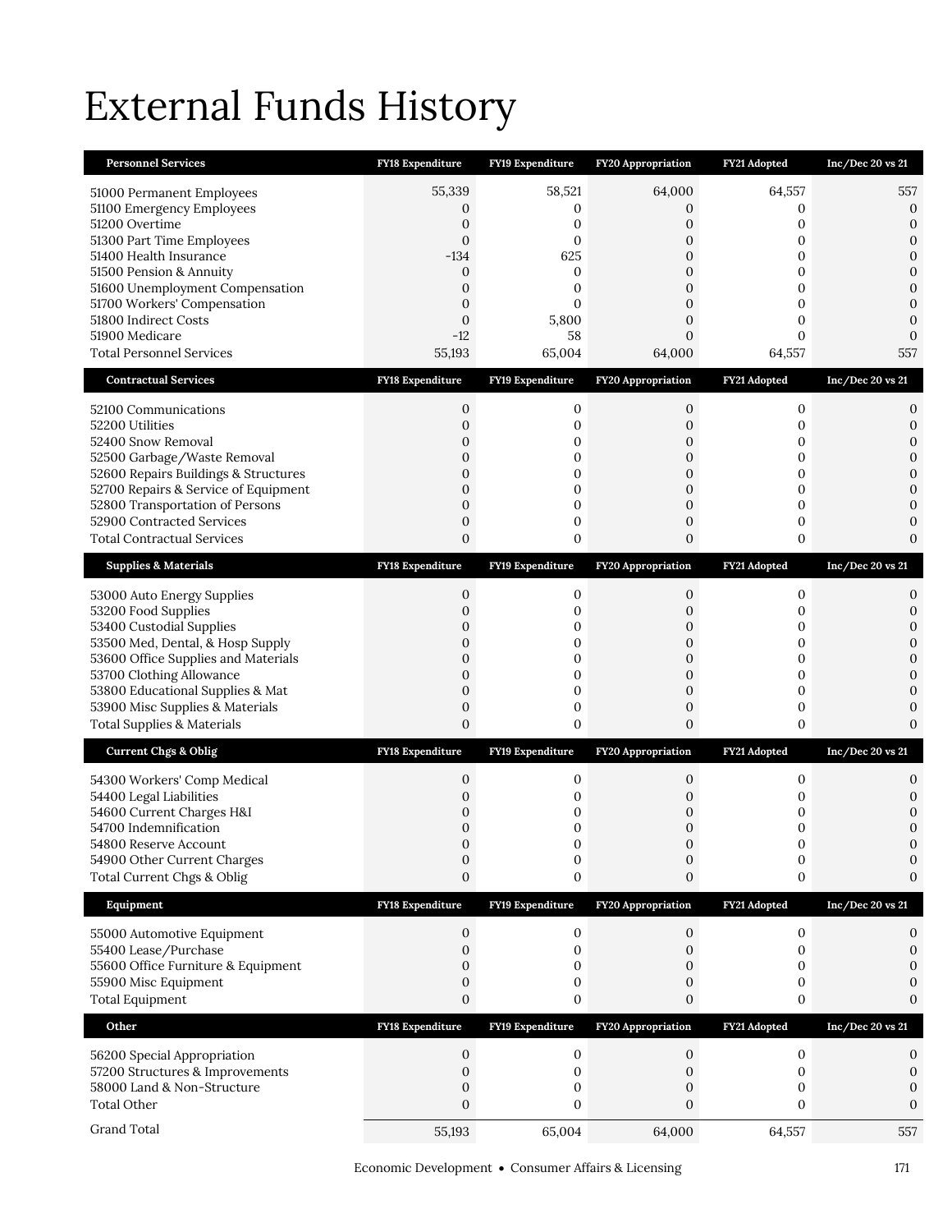# External Funds History

| Personnel Services | FY18 Expenditure | FY19 Expenditure | FY20 Appropriation | FY21 Adopted | Inc/Dec 20 vs 21 |
|---|---|---|---|---|---|
| 51000 Permanent Employees | 55,339 | 58,521 | 64,000 | 64,557 | 557 |
| 51100 Emergency Employees | 0 | 0 | 0 | 0 | 0 |
| 51200 Overtime | 0 | 0 | 0 | 0 | 0 |
| 51300 Part Time Employees | 0 | 0 | 0 | 0 | 0 |
| 51400 Health Insurance | -134 | 625 | 0 | 0 | 0 |
| 51500 Pension & Annuity | 0 | 0 | 0 | 0 | 0 |
| 51600 Unemployment Compensation | 0 | 0 | 0 | 0 | 0 |
| 51700 Workers' Compensation | 0 | 0 | 0 | 0 | 0 |
| 51800 Indirect Costs | 0 | 5,800 | 0 | 0 | 0 |
| 51900 Medicare | -12 | 58 | 0 | 0 | 0 |
| Total Personnel Services | 55,193 | 65,004 | 64,000 | 64,557 | 557 |

| Contractual Services | FY18 Expenditure | FY19 Expenditure | FY20 Appropriation | FY21 Adopted | Inc/Dec 20 vs 21 |
|---|---|---|---|---|---|
| 52100 Communications | 0 | 0 | 0 | 0 | 0 |
| 52200 Utilities | 0 | 0 | 0 | 0 | 0 |
| 52400 Snow Removal | 0 | 0 | 0 | 0 | 0 |
| 52500 Garbage/Waste Removal | 0 | 0 | 0 | 0 | 0 |
| 52600 Repairs Buildings & Structures | 0 | 0 | 0 | 0 | 0 |
| 52700 Repairs & Service of Equipment | 0 | 0 | 0 | 0 | 0 |
| 52800 Transportation of Persons | 0 | 0 | 0 | 0 | 0 |
| 52900 Contracted Services | 0 | 0 | 0 | 0 | 0 |
| Total Contractual Services | 0 | 0 | 0 | 0 | 0 |

| Supplies & Materials | FY18 Expenditure | FY19 Expenditure | FY20 Appropriation | FY21 Adopted | Inc/Dec 20 vs 21 |
|---|---|---|---|---|---|
| 53000 Auto Energy Supplies | 0 | 0 | 0 | 0 | 0 |
| 53200 Food Supplies | 0 | 0 | 0 | 0 | 0 |
| 53400 Custodial Supplies | 0 | 0 | 0 | 0 | 0 |
| 53500 Med, Dental, & Hosp Supply | 0 | 0 | 0 | 0 | 0 |
| 53600 Office Supplies and Materials | 0 | 0 | 0 | 0 | 0 |
| 53700 Clothing Allowance | 0 | 0 | 0 | 0 | 0 |
| 53800 Educational Supplies & Mat | 0 | 0 | 0 | 0 | 0 |
| 53900 Misc Supplies & Materials | 0 | 0 | 0 | 0 | 0 |
| Total Supplies & Materials | 0 | 0 | 0 | 0 | 0 |

| Current Chgs & Oblig | FY18 Expenditure | FY19 Expenditure | FY20 Appropriation | FY21 Adopted | Inc/Dec 20 vs 21 |
|---|---|---|---|---|---|
| 54300 Workers' Comp Medical | 0 | 0 | 0 | 0 | 0 |
| 54400 Legal Liabilities | 0 | 0 | 0 | 0 | 0 |
| 54600 Current Charges H&I | 0 | 0 | 0 | 0 | 0 |
| 54700 Indemnification | 0 | 0 | 0 | 0 | 0 |
| 54800 Reserve Account | 0 | 0 | 0 | 0 | 0 |
| 54900 Other Current Charges | 0 | 0 | 0 | 0 | 0 |
| Total Current Chgs & Oblig | 0 | 0 | 0 | 0 | 0 |

| Equipment | FY18 Expenditure | FY19 Expenditure | FY20 Appropriation | FY21 Adopted | Inc/Dec 20 vs 21 |
|---|---|---|---|---|---|
| 55000 Automotive Equipment | 0 | 0 | 0 | 0 | 0 |
| 55400 Lease/Purchase | 0 | 0 | 0 | 0 | 0 |
| 55600 Office Furniture & Equipment | 0 | 0 | 0 | 0 | 0 |
| 55900 Misc Equipment | 0 | 0 | 0 | 0 | 0 |
| Total Equipment | 0 | 0 | 0 | 0 | 0 |

| Other | FY18 Expenditure | FY19 Expenditure | FY20 Appropriation | FY21 Adopted | Inc/Dec 20 vs 21 |
|---|---|---|---|---|---|
| 56200 Special Appropriation | 0 | 0 | 0 | 0 | 0 |
| 57200 Structures & Improvements | 0 | 0 | 0 | 0 | 0 |
| 58000 Land & Non-Structure | 0 | 0 | 0 | 0 | 0 |
| Total Other | 0 | 0 | 0 | 0 | 0 |
| Grand Total | 55,193 | 65,004 | 64,000 | 64,557 | 557 |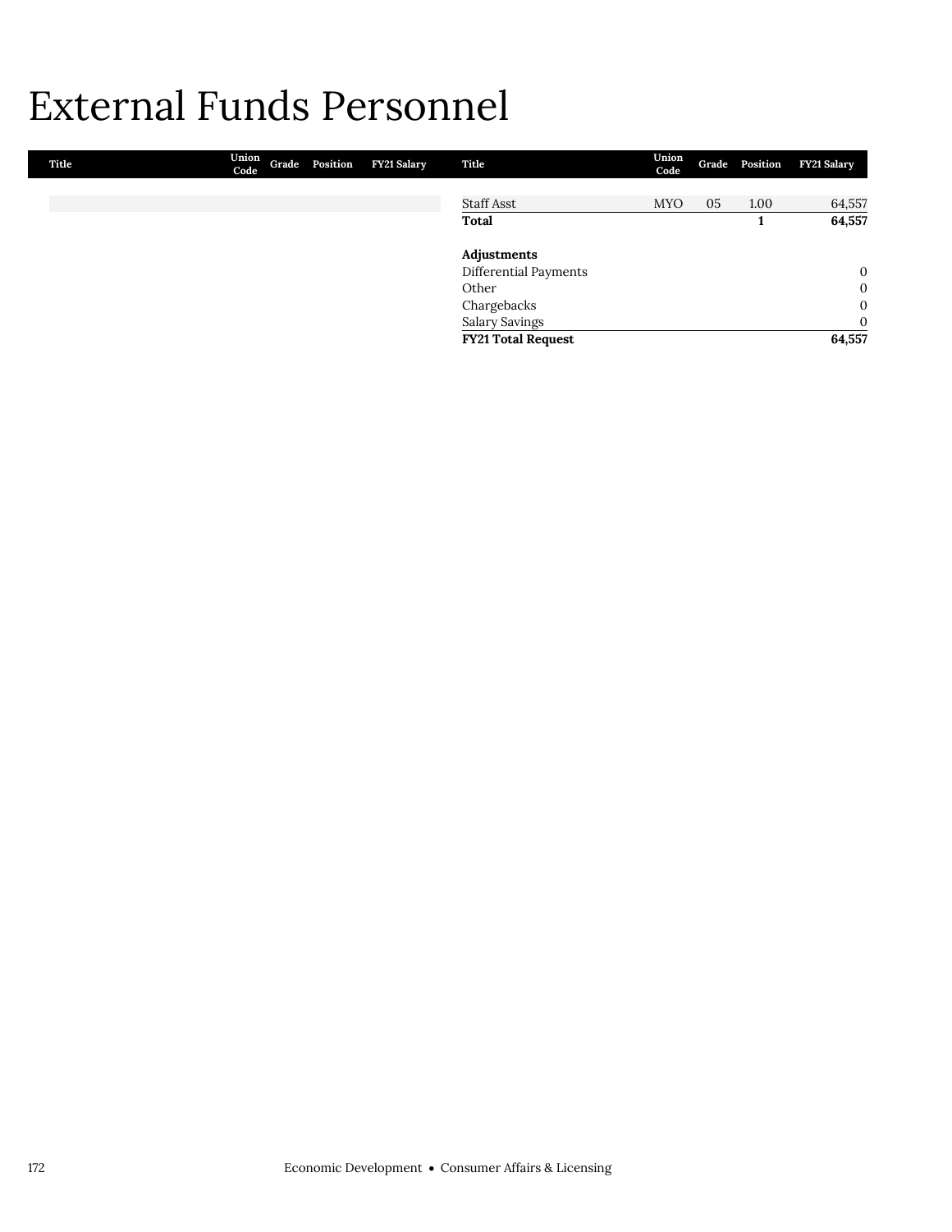# External Funds Personnel

| Title | Union Code | Grade | Position | FY21 Salary |
|---|---|---|---|---|
| Staff Asst | MYO | 05 | 1.00 | 64,557 |
| **Total** | | | **1** | **64,557** |
| | | | | |
| **Adjustments** | | | | |
| Differential Payments | | | | 0 |
| Other | | | | 0 |
| Chargebacks | | | | 0 |
| Salary Savings | | | | 0 |
| **FY21 Total Request** | | | | **64,557** |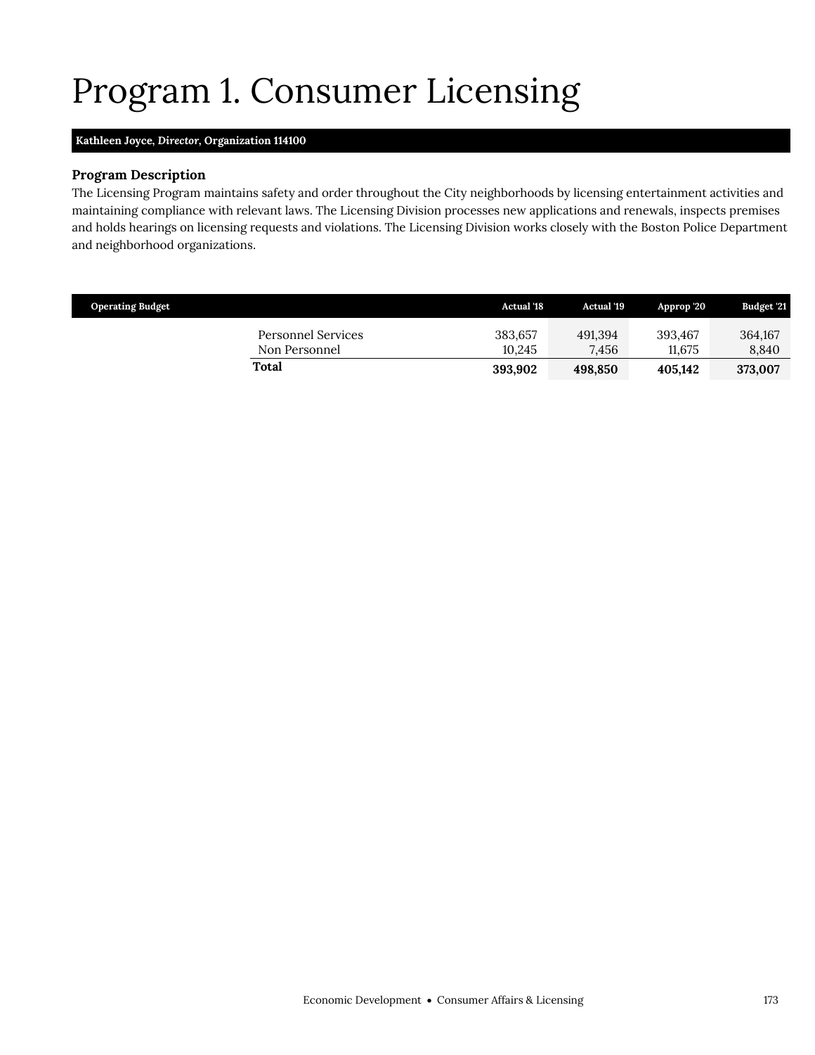# Program 1. Consumer Licensing

**Kathleen Joyce, *Director*, Organization 114100**

### Program Description

The Licensing Program maintains safety and order throughout the City neighborhoods by licensing entertainment activities and maintaining compliance with relevant laws. The Licensing Division processes new applications and renewals, inspects premises and holds hearings on licensing requests and violations. The Licensing Division works closely with the Boston Police Department and neighborhood organizations.

| Operating Budget | Actual '18 | Actual '19 | Approp '20 | Budget '21 |
|---|---|---|---|---|
| Personnel Services | 383,657 | 491,394 | 393,467 | 364,167 |
| Non Personnel | 10,245 | 7,456 | 11,675 | 8,840 |
| **Total** | **393,902** | **498,850** | **405,142** | **373,007** |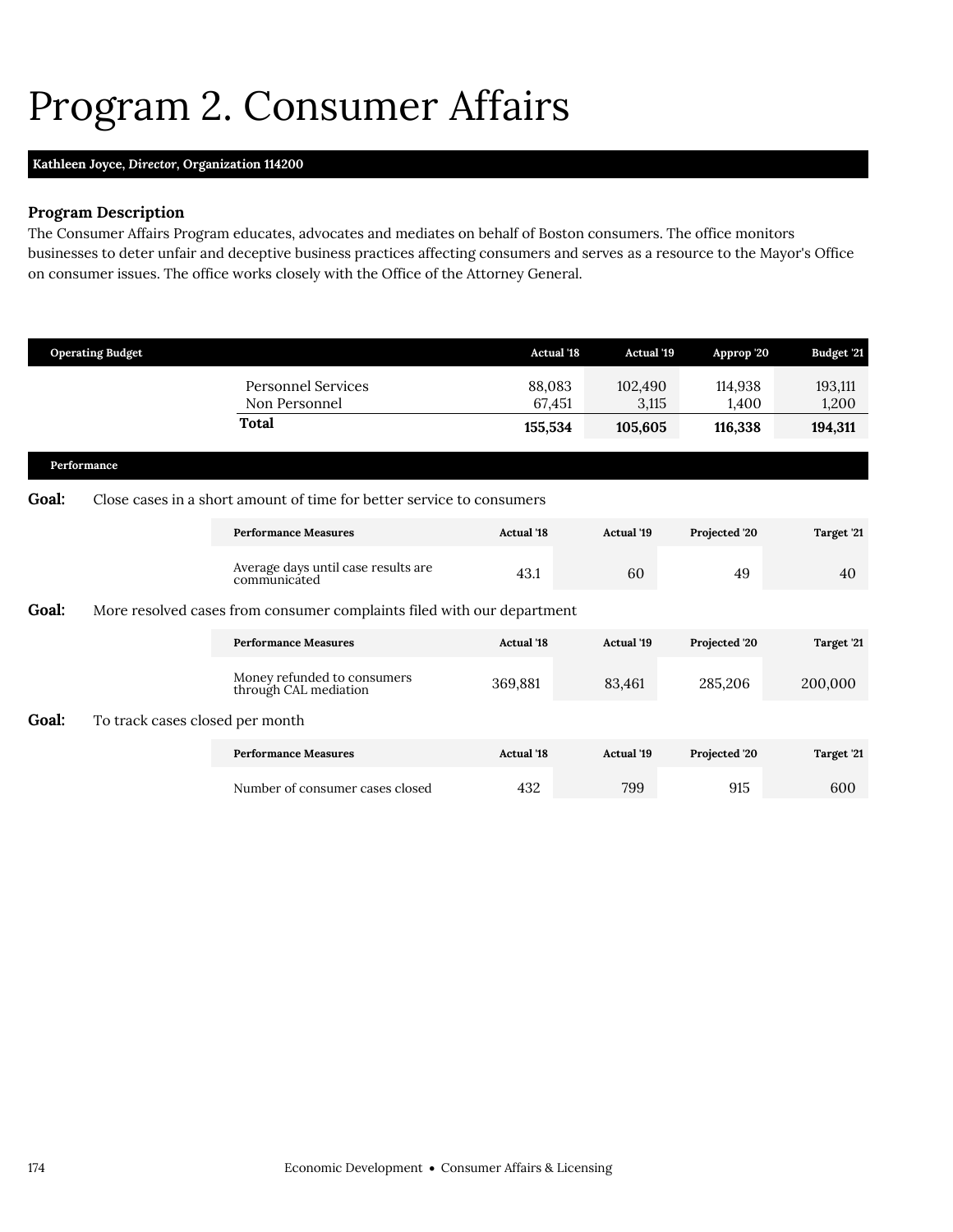# Program 2. Consumer Affairs

**Kathleen Joyce, *Director*, Organization 114200**

### Program Description

The Consumer Affairs Program educates, advocates and mediates on behalf of Boston consumers. The office monitors businesses to deter unfair and deceptive business practices affecting consumers and serves as a resource to the Mayor's Office on consumer issues. The office works closely with the Office of the Attorney General.

| Operating Budget | Actual '18 | Actual '19 | Approp '20 | Budget '21 |
|---|---|---|---|---|
| Personnel Services | 88,083 | 102,490 | 114,938 | 193,111 |
| Non Personnel | 67,451 | 3,115 | 1,400 | 1,200 |
| **Total** | **155,534** | **105,605** | **116,338** | **194,311** |

### Performance

**Goal:** Close cases in a short amount of time for better service to consumers

| Performance Measures | Actual '18 | Actual '19 | Projected '20 | Target '21 |
|---|---|---|---|---|
| Average days until case results are communicated | 43.1 | 60 | 49 | 40 |

**Goal:** More resolved cases from consumer complaints filed with our department

| Performance Measures | Actual '18 | Actual '19 | Projected '20 | Target '21 |
|---|---|---|---|---|
| Money refunded to consumers through CAL mediation | 369,881 | 83,461 | 285,206 | 200,000 |

**Goal:** To track cases closed per month

| Performance Measures | Actual '18 | Actual '19 | Projected '20 | Target '21 |
|---|---|---|---|---|
| Number of consumer cases closed | 432 | 799 | 915 | 600 |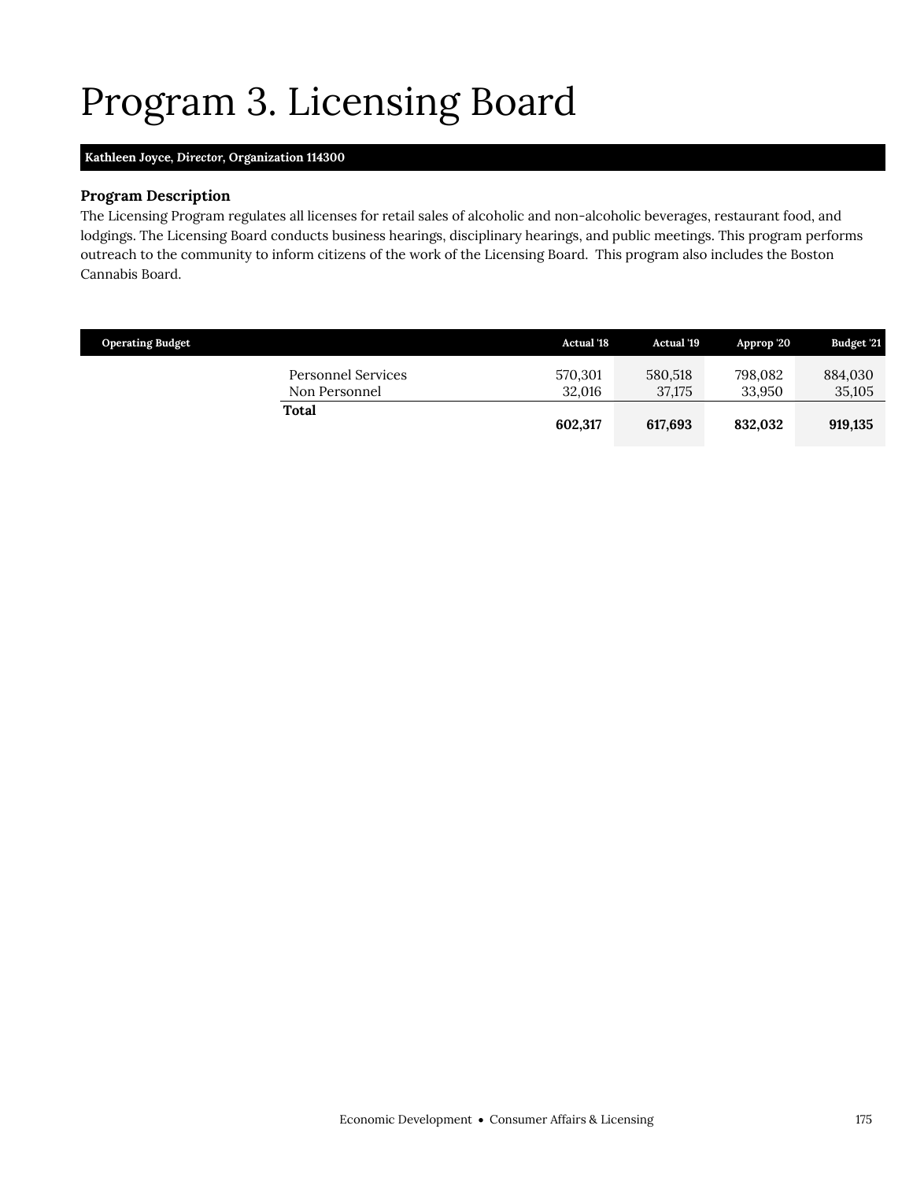# Program 3. Licensing Board

**Kathleen Joyce, *Director*, Organization 114300**

### Program Description

The Licensing Program regulates all licenses for retail sales of alcoholic and non-alcoholic beverages, restaurant food, and lodgings. The Licensing Board conducts business hearings, disciplinary hearings, and public meetings. This program performs outreach to the community to inform citizens of the work of the Licensing Board.  This program also includes the Boston Cannabis Board.

| Operating Budget | Actual '18 | Actual '19 | Approp '20 | Budget '21 |
|---|---|---|---|---|
| Personnel Services | 570,301 | 580,518 | 798,082 | 884,030 |
| Non Personnel | 32,016 | 37,175 | 33,950 | 35,105 |
| **Total** | **602,317** | **617,693** | **832,032** | **919,135** |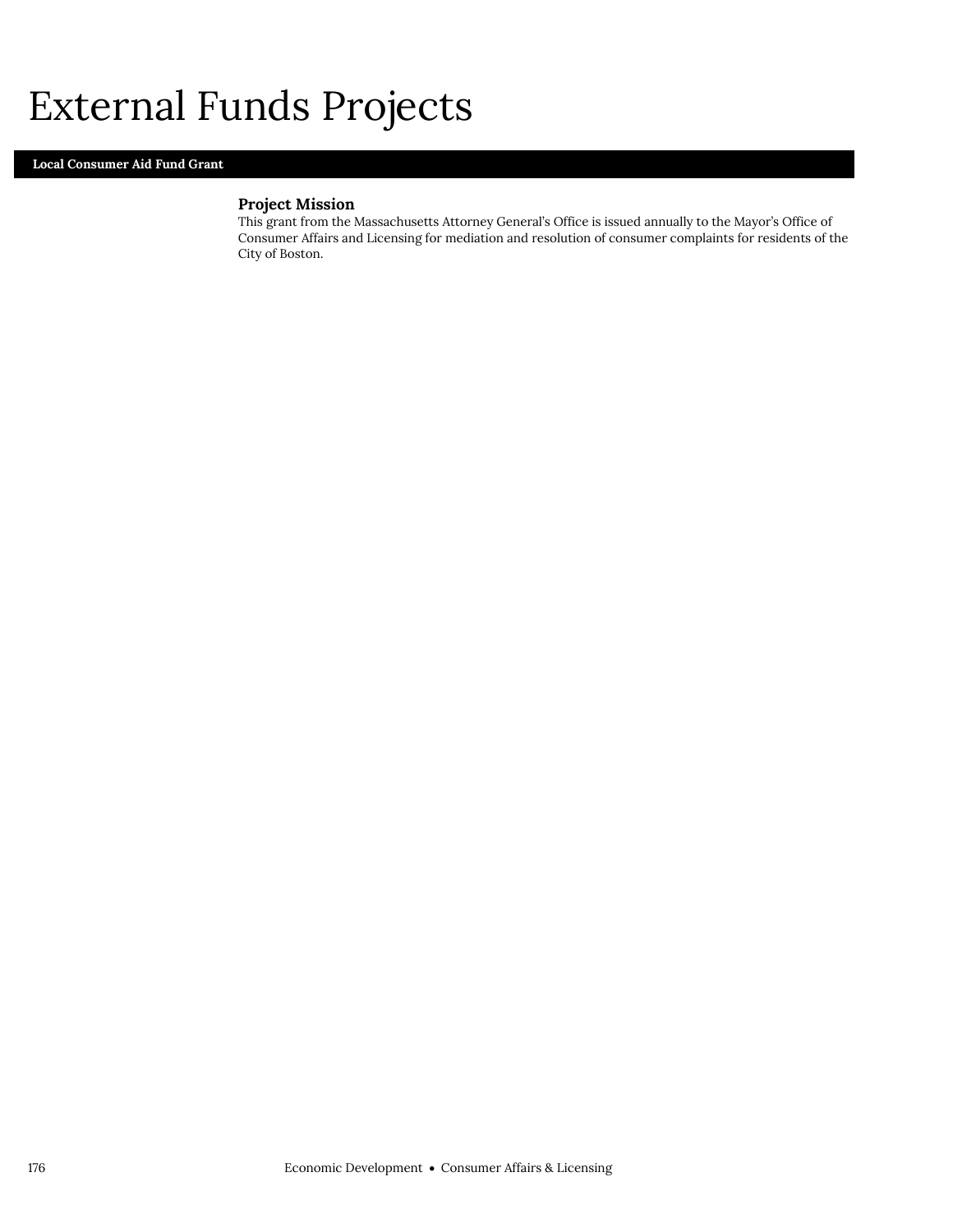# External Funds Projects

## Local Consumer Aid Fund Grant

### Project Mission

This grant from the Massachusetts Attorney General's Office is issued annually to the Mayor's Office of Consumer Affairs and Licensing for mediation and resolution of consumer complaints for residents of the City of Boston.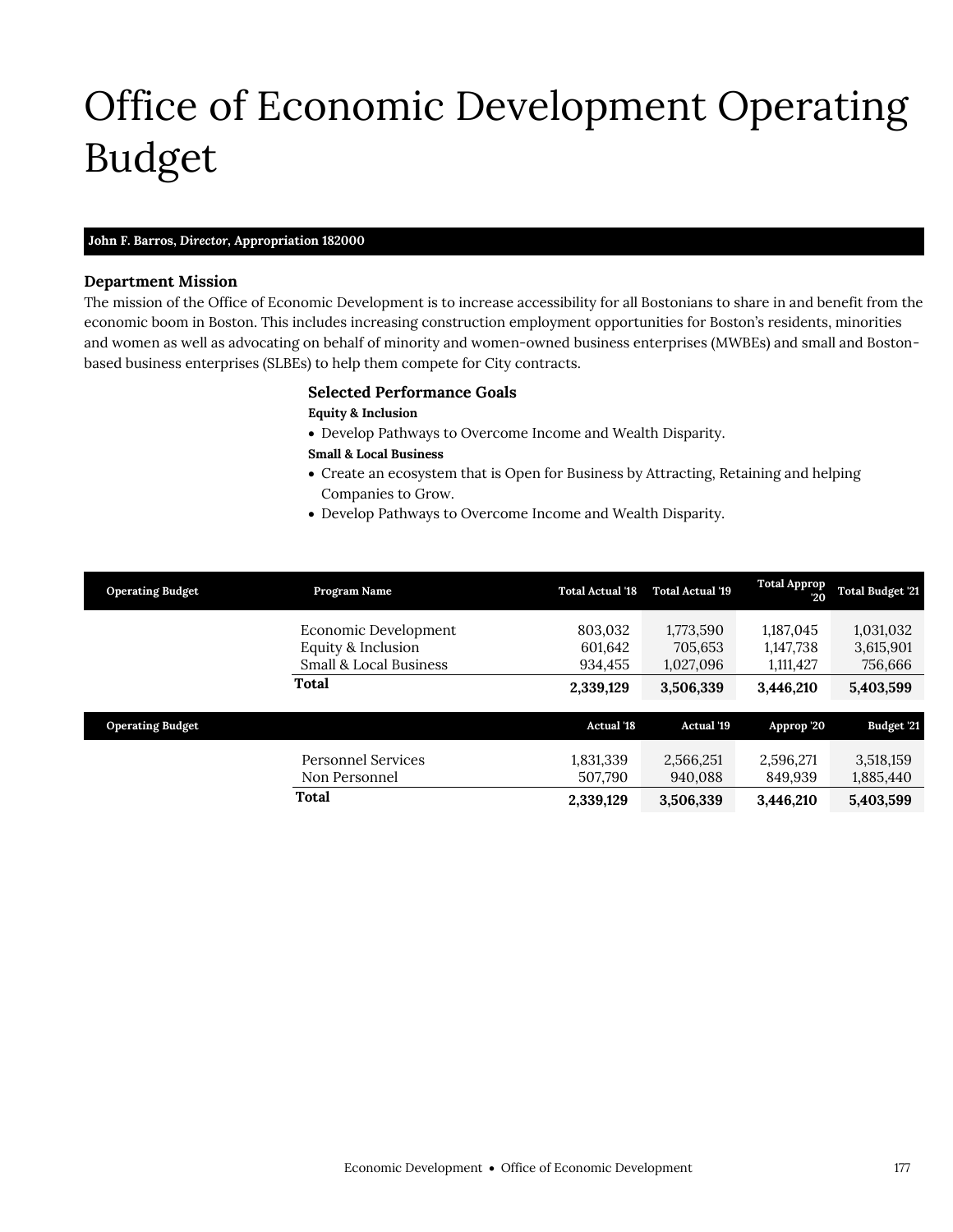# Office of Economic Development Operating Budget

**John F. Barros, *Director*, Appropriation 182000**

### Department Mission

The mission of the Office of Economic Development is to increase accessibility for all Bostonians to share in and benefit from the economic boom in Boston. This includes increasing construction employment opportunities for Boston's residents, minorities and women as well as advocating on behalf of minority and women-owned business enterprises (MWBEs) and small and Boston-based business enterprises (SLBEs) to help them compete for City contracts.

### Selected Performance Goals

**Equity & Inclusion**

- Develop Pathways to Overcome Income and Wealth Disparity.

**Small & Local Business**

- Create an ecosystem that is Open for Business by Attracting, Retaining and helping Companies to Grow.
- Develop Pathways to Overcome Income and Wealth Disparity.

| Operating Budget | Program Name | Total Actual '18 | Total Actual '19 | Total Approp '20 | Total Budget '21 |
|---|---|---|---|---|---|
| | Economic Development | 803,032 | 1,773,590 | 1,187,045 | 1,031,032 |
| | Equity & Inclusion | 601,642 | 705,653 | 1,147,738 | 3,615,901 |
| | Small & Local Business | 934,455 | 1,027,096 | 1,111,427 | 756,666 |
| | **Total** | **2,339,129** | **3,506,339** | **3,446,210** | **5,403,599** |

| Operating Budget | | Actual '18 | Actual '19 | Approp '20 | Budget '21 |
|---|---|---|---|---|---|
| | Personnel Services | 1,831,339 | 2,566,251 | 2,596,271 | 3,518,159 |
| | Non Personnel | 507,790 | 940,088 | 849,939 | 1,885,440 |
| | **Total** | **2,339,129** | **3,506,339** | **3,446,210** | **5,403,599** |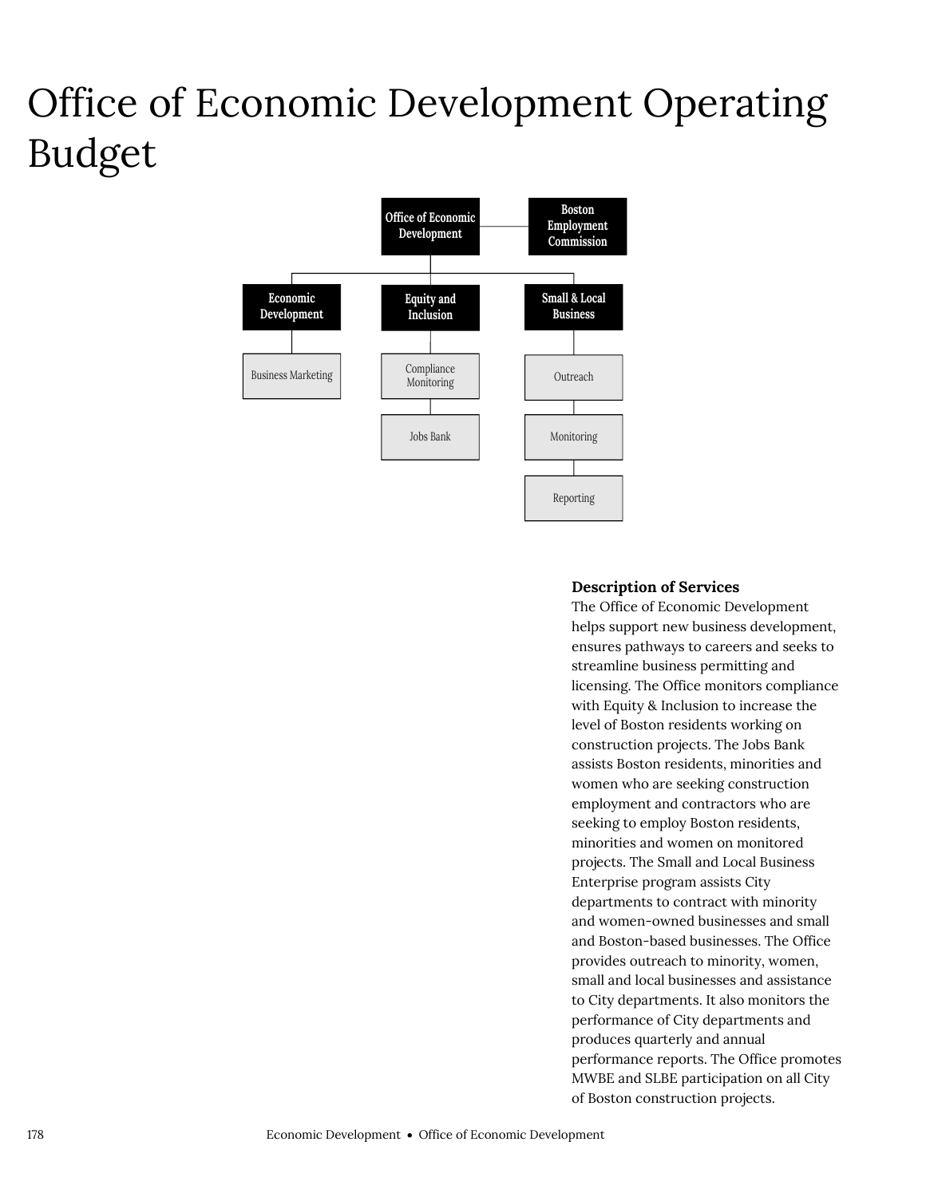# Office of Economic Development Operating Budget

- Office of Economic Development
  - Boston Employment Commission
  - Economic Development
    - Business Marketing
  - Equity and Inclusion
    - Compliance Monitoring
    - Jobs Bank
  - Small & Local Business
    - Outreach
    - Monitoring
    - Reporting

**Description of Services**

The Office of Economic Development helps support new business development, ensures pathways to careers and seeks to streamline business permitting and licensing. The Office monitors compliance with Equity & Inclusion to increase the level of Boston residents working on construction projects. The Jobs Bank assists Boston residents, minorities and women who are seeking construction employment and contractors who are seeking to employ Boston residents, minorities and women on monitored projects. The Small and Local Business Enterprise program assists City departments to contract with minority and women-owned businesses and small and Boston-based businesses. The Office provides outreach to minority, women, small and local businesses and assistance to City departments. It also monitors the performance of City departments and produces quarterly and annual performance reports. The Office promotes MWBE and SLBE participation on all City of Boston construction projects.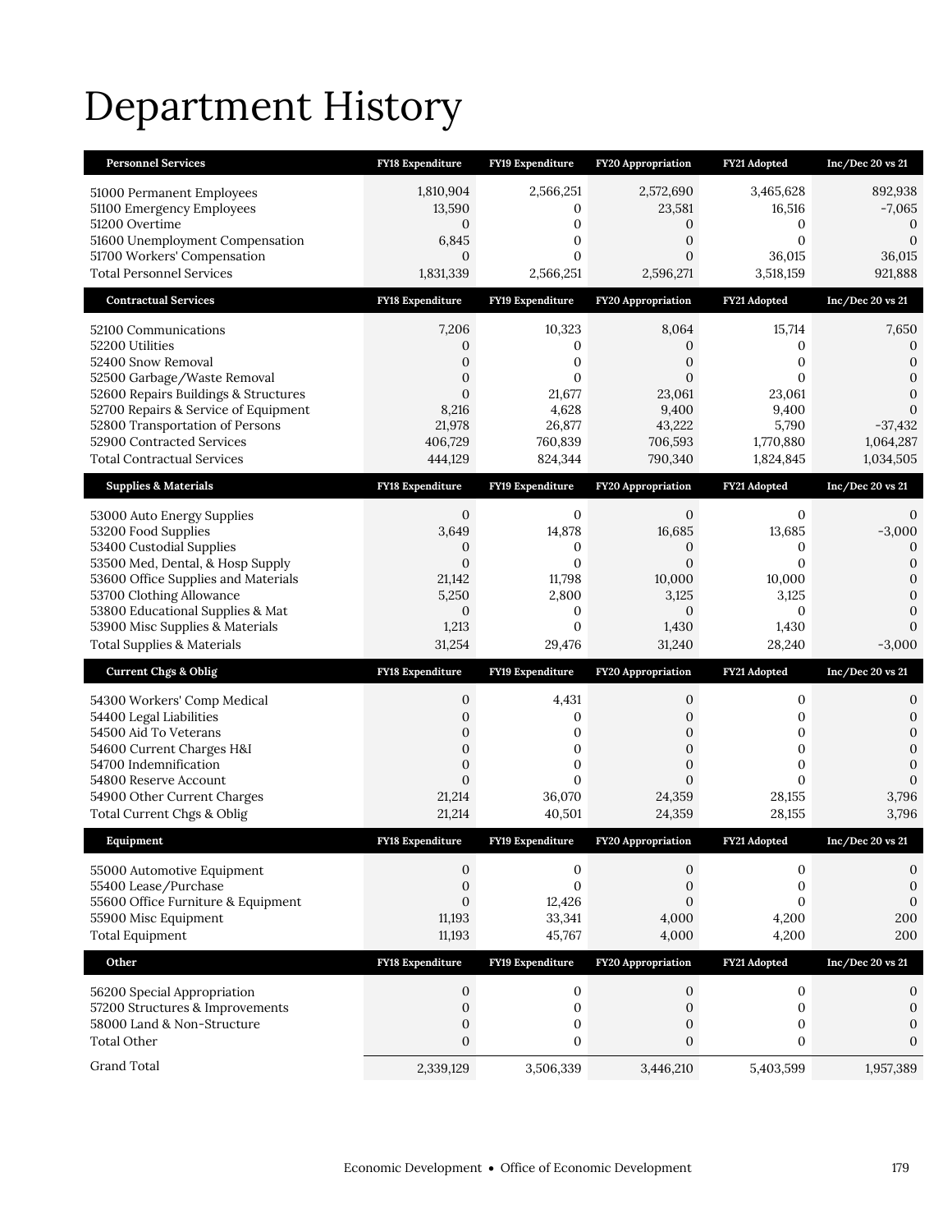# Department History

| Personnel Services | FY18 Expenditure | FY19 Expenditure | FY20 Appropriation | FY21 Adopted | Inc/Dec 20 vs 21 |
|---|---|---|---|---|---|
| 51000 Permanent Employees | 1,810,904 | 2,566,251 | 2,572,690 | 3,465,628 | 892,938 |
| 51100 Emergency Employees | 13,590 | 0 | 23,581 | 16,516 | -7,065 |
| 51200 Overtime | 0 | 0 | 0 | 0 | 0 |
| 51600 Unemployment Compensation | 6,845 | 0 | 0 | 0 | 0 |
| 51700 Workers' Compensation | 0 | 0 | 0 | 36,015 | 36,015 |
| Total Personnel Services | 1,831,339 | 2,566,251 | 2,596,271 | 3,518,159 | 921,888 |

| Contractual Services | FY18 Expenditure | FY19 Expenditure | FY20 Appropriation | FY21 Adopted | Inc/Dec 20 vs 21 |
|---|---|---|---|---|---|
| 52100 Communications | 7,206 | 10,323 | 8,064 | 15,714 | 7,650 |
| 52200 Utilities | 0 | 0 | 0 | 0 | 0 |
| 52400 Snow Removal | 0 | 0 | 0 | 0 | 0 |
| 52500 Garbage/Waste Removal | 0 | 0 | 0 | 0 | 0 |
| 52600 Repairs Buildings & Structures | 0 | 21,677 | 23,061 | 23,061 | 0 |
| 52700 Repairs & Service of Equipment | 8,216 | 4,628 | 9,400 | 9,400 | 0 |
| 52800 Transportation of Persons | 21,978 | 26,877 | 43,222 | 5,790 | -37,432 |
| 52900 Contracted Services | 406,729 | 760,839 | 706,593 | 1,770,880 | 1,064,287 |
| Total Contractual Services | 444,129 | 824,344 | 790,340 | 1,824,845 | 1,034,505 |

| Supplies & Materials | FY18 Expenditure | FY19 Expenditure | FY20 Appropriation | FY21 Adopted | Inc/Dec 20 vs 21 |
|---|---|---|---|---|---|
| 53000 Auto Energy Supplies | 0 | 0 | 0 | 0 | 0 |
| 53200 Food Supplies | 3,649 | 14,878 | 16,685 | 13,685 | -3,000 |
| 53400 Custodial Supplies | 0 | 0 | 0 | 0 | 0 |
| 53500 Med, Dental, & Hosp Supply | 0 | 0 | 0 | 0 | 0 |
| 53600 Office Supplies and Materials | 21,142 | 11,798 | 10,000 | 10,000 | 0 |
| 53700 Clothing Allowance | 5,250 | 2,800 | 3,125 | 3,125 | 0 |
| 53800 Educational Supplies & Mat | 0 | 0 | 0 | 0 | 0 |
| 53900 Misc Supplies & Materials | 1,213 | 0 | 1,430 | 1,430 | 0 |
| Total Supplies & Materials | 31,254 | 29,476 | 31,240 | 28,240 | -3,000 |

| Current Chgs & Oblig | FY18 Expenditure | FY19 Expenditure | FY20 Appropriation | FY21 Adopted | Inc/Dec 20 vs 21 |
|---|---|---|---|---|---|
| 54300 Workers' Comp Medical | 0 | 4,431 | 0 | 0 | 0 |
| 54400 Legal Liabilities | 0 | 0 | 0 | 0 | 0 |
| 54500 Aid To Veterans | 0 | 0 | 0 | 0 | 0 |
| 54600 Current Charges H&I | 0 | 0 | 0 | 0 | 0 |
| 54700 Indemnification | 0 | 0 | 0 | 0 | 0 |
| 54800 Reserve Account | 0 | 0 | 0 | 0 | 0 |
| 54900 Other Current Charges | 21,214 | 36,070 | 24,359 | 28,155 | 3,796 |
| Total Current Chgs & Oblig | 21,214 | 40,501 | 24,359 | 28,155 | 3,796 |

| Equipment | FY18 Expenditure | FY19 Expenditure | FY20 Appropriation | FY21 Adopted | Inc/Dec 20 vs 21 |
|---|---|---|---|---|---|
| 55000 Automotive Equipment | 0 | 0 | 0 | 0 | 0 |
| 55400 Lease/Purchase | 0 | 0 | 0 | 0 | 0 |
| 55600 Office Furniture & Equipment | 0 | 12,426 | 0 | 0 | 0 |
| 55900 Misc Equipment | 11,193 | 33,341 | 4,000 | 4,200 | 200 |
| Total Equipment | 11,193 | 45,767 | 4,000 | 4,200 | 200 |

| Other | FY18 Expenditure | FY19 Expenditure | FY20 Appropriation | FY21 Adopted | Inc/Dec 20 vs 21 |
|---|---|---|---|---|---|
| 56200 Special Appropriation | 0 | 0 | 0 | 0 | 0 |
| 57200 Structures & Improvements | 0 | 0 | 0 | 0 | 0 |
| 58000 Land & Non-Structure | 0 | 0 | 0 | 0 | 0 |
| Total Other | 0 | 0 | 0 | 0 | 0 |
| Grand Total | 2,339,129 | 3,506,339 | 3,446,210 | 5,403,599 | 1,957,389 |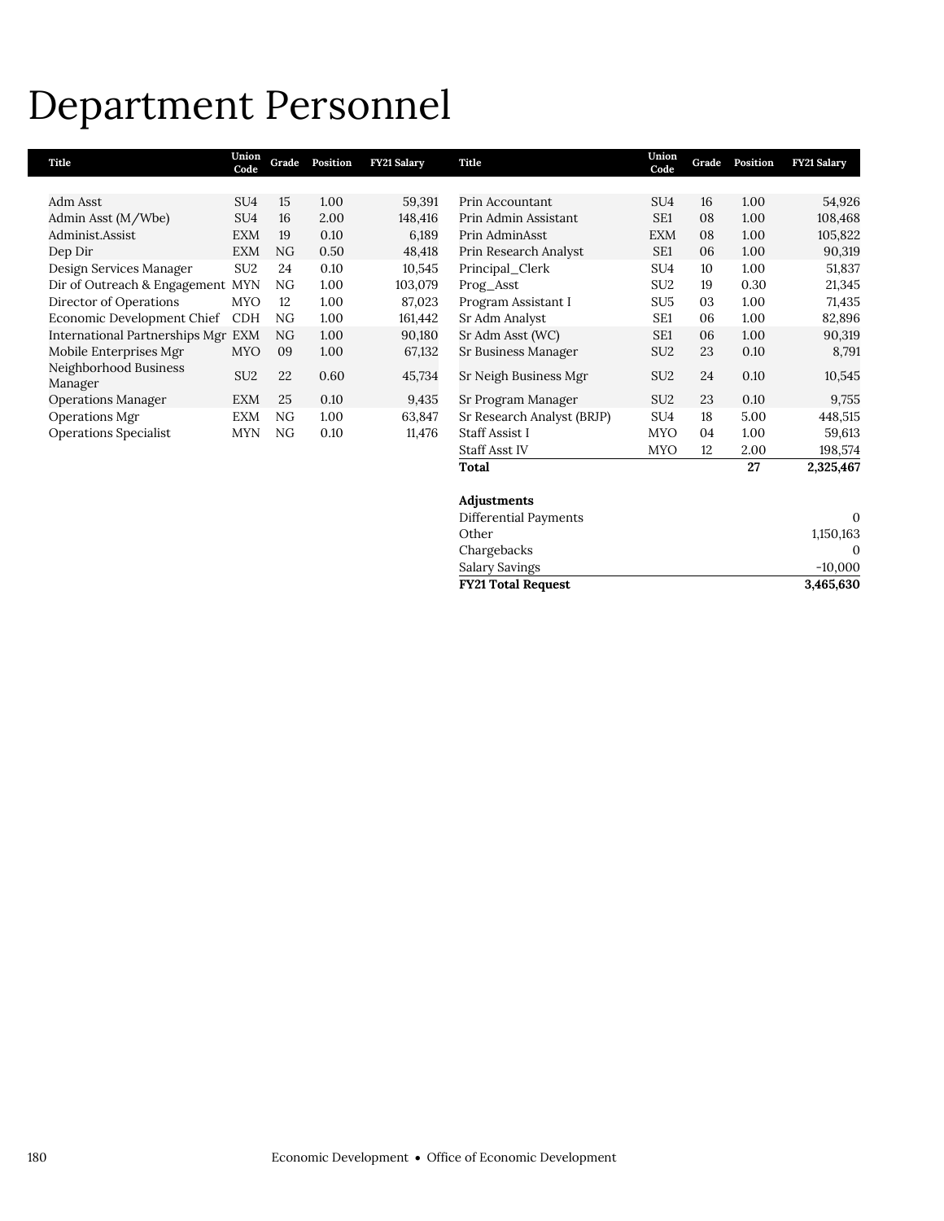# Department Personnel

| Title | Union Code | Grade | Position | FY21 Salary |
|---|---|---|---|---|
| Adm Asst | SU4 | 15 | 1.00 | 59,391 |
| Admin Asst (M/Wbe) | SU4 | 16 | 2.00 | 148,416 |
| Administ.Assist | EXM | 19 | 0.10 | 6,189 |
| Dep Dir | EXM | NG | 0.50 | 48,418 |
| Design Services Manager | SU2 | 24 | 0.10 | 10,545 |
| Dir of Outreach & Engagement | MYN | NG | 1.00 | 103,079 |
| Director of Operations | MYO | 12 | 1.00 | 87,023 |
| Economic Development Chief | CDH | NG | 1.00 | 161,442 |
| International Partnerships Mgr | EXM | NG | 1.00 | 90,180 |
| Mobile Enterprises Mgr | MYO | 09 | 1.00 | 67,132 |
| Neighborhood Business Manager | SU2 | 22 | 0.60 | 45,734 |
| Operations Manager | EXM | 25 | 0.10 | 9,435 |
| Operations Mgr | EXM | NG | 1.00 | 63,847 |
| Operations Specialist | MYN | NG | 0.10 | 11,476 |
| Prin Accountant | SU4 | 16 | 1.00 | 54,926 |
| Prin Admin Assistant | SE1 | 08 | 1.00 | 108,468 |
| Prin AdminAsst | EXM | 08 | 1.00 | 105,822 |
| Prin Research Analyst | SE1 | 06 | 1.00 | 90,319 |
| Principal_Clerk | SU4 | 10 | 1.00 | 51,837 |
| Prog_Asst | SU2 | 19 | 0.30 | 21,345 |
| Program Assistant I | SU5 | 03 | 1.00 | 71,435 |
| Sr Adm Analyst | SE1 | 06 | 1.00 | 82,896 |
| Sr Adm Asst (WC) | SE1 | 06 | 1.00 | 90,319 |
| Sr Business Manager | SU2 | 23 | 0.10 | 8,791 |
| Sr Neigh Business Mgr | SU2 | 24 | 0.10 | 10,545 |
| Sr Program Manager | SU2 | 23 | 0.10 | 9,755 |
| Sr Research Analyst (BRJP) | SU4 | 18 | 5.00 | 448,515 |
| Staff Assist I | MYO | 04 | 1.00 | 59,613 |
| Staff Asst IV | MYO | 12 | 2.00 | 198,574 |
| **Total** | | | **27** | **2,325,467** |

| **Adjustments** | |
|---|---|
| Differential Payments | 0 |
| Other | 1,150,163 |
| Chargebacks | 0 |
| Salary Savings | -10,000 |
| **FY21 Total Request** | **3,465,630** |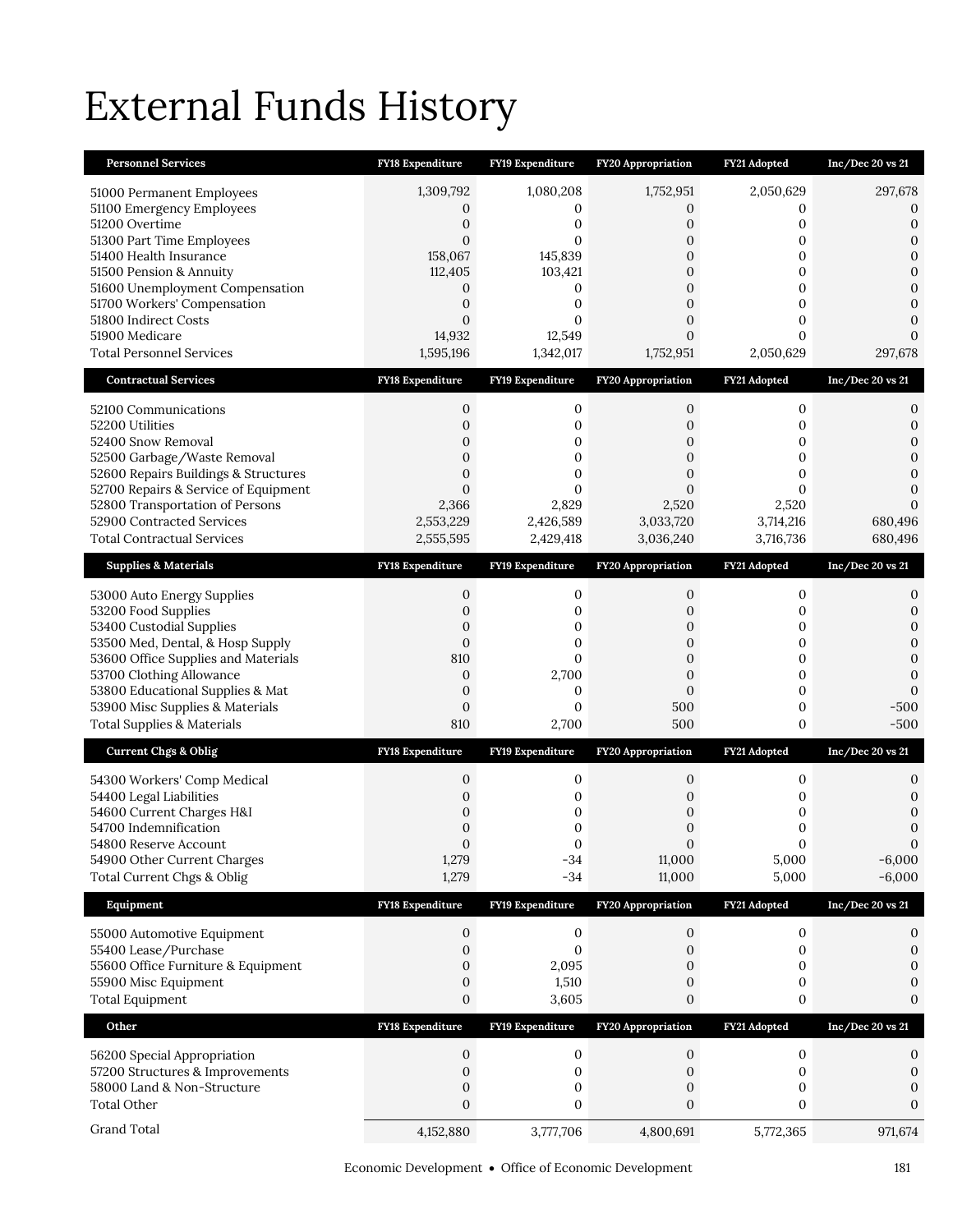# External Funds History

| Personnel Services | FY18 Expenditure | FY19 Expenditure | FY20 Appropriation | FY21 Adopted | Inc/Dec 20 vs 21 |
|---|---|---|---|---|---|
| 51000 Permanent Employees | 1,309,792 | 1,080,208 | 1,752,951 | 2,050,629 | 297,678 |
| 51100 Emergency Employees | 0 | 0 | 0 | 0 | 0 |
| 51200 Overtime | 0 | 0 | 0 | 0 | 0 |
| 51300 Part Time Employees | 0 | 0 | 0 | 0 | 0 |
| 51400 Health Insurance | 158,067 | 145,839 | 0 | 0 | 0 |
| 51500 Pension & Annuity | 112,405 | 103,421 | 0 | 0 | 0 |
| 51600 Unemployment Compensation | 0 | 0 | 0 | 0 | 0 |
| 51700 Workers' Compensation | 0 | 0 | 0 | 0 | 0 |
| 51800 Indirect Costs | 0 | 0 | 0 | 0 | 0 |
| 51900 Medicare | 14,932 | 12,549 | 0 | 0 | 0 |
| Total Personnel Services | 1,595,196 | 1,342,017 | 1,752,951 | 2,050,629 | 297,678 |

| Contractual Services | FY18 Expenditure | FY19 Expenditure | FY20 Appropriation | FY21 Adopted | Inc/Dec 20 vs 21 |
|---|---|---|---|---|---|
| 52100 Communications | 0 | 0 | 0 | 0 | 0 |
| 52200 Utilities | 0 | 0 | 0 | 0 | 0 |
| 52400 Snow Removal | 0 | 0 | 0 | 0 | 0 |
| 52500 Garbage/Waste Removal | 0 | 0 | 0 | 0 | 0 |
| 52600 Repairs Buildings & Structures | 0 | 0 | 0 | 0 | 0 |
| 52700 Repairs & Service of Equipment | 0 | 0 | 0 | 0 | 0 |
| 52800 Transportation of Persons | 2,366 | 2,829 | 2,520 | 2,520 | 0 |
| 52900 Contracted Services | 2,553,229 | 2,426,589 | 3,033,720 | 3,714,216 | 680,496 |
| Total Contractual Services | 2,555,595 | 2,429,418 | 3,036,240 | 3,716,736 | 680,496 |

| Supplies & Materials | FY18 Expenditure | FY19 Expenditure | FY20 Appropriation | FY21 Adopted | Inc/Dec 20 vs 21 |
|---|---|---|---|---|---|
| 53000 Auto Energy Supplies | 0 | 0 | 0 | 0 | 0 |
| 53200 Food Supplies | 0 | 0 | 0 | 0 | 0 |
| 53400 Custodial Supplies | 0 | 0 | 0 | 0 | 0 |
| 53500 Med, Dental, & Hosp Supply | 0 | 0 | 0 | 0 | 0 |
| 53600 Office Supplies and Materials | 810 | 0 | 0 | 0 | 0 |
| 53700 Clothing Allowance | 0 | 2,700 | 0 | 0 | 0 |
| 53800 Educational Supplies & Mat | 0 | 0 | 0 | 0 | 0 |
| 53900 Misc Supplies & Materials | 0 | 0 | 500 | 0 | -500 |
| Total Supplies & Materials | 810 | 2,700 | 500 | 0 | -500 |

| Current Chgs & Oblig | FY18 Expenditure | FY19 Expenditure | FY20 Appropriation | FY21 Adopted | Inc/Dec 20 vs 21 |
|---|---|---|---|---|---|
| 54300 Workers' Comp Medical | 0 | 0 | 0 | 0 | 0 |
| 54400 Legal Liabilities | 0 | 0 | 0 | 0 | 0 |
| 54600 Current Charges H&I | 0 | 0 | 0 | 0 | 0 |
| 54700 Indemnification | 0 | 0 | 0 | 0 | 0 |
| 54800 Reserve Account | 0 | 0 | 0 | 0 | 0 |
| 54900 Other Current Charges | 1,279 | -34 | 11,000 | 5,000 | -6,000 |
| Total Current Chgs & Oblig | 1,279 | -34 | 11,000 | 5,000 | -6,000 |

| Equipment | FY18 Expenditure | FY19 Expenditure | FY20 Appropriation | FY21 Adopted | Inc/Dec 20 vs 21 |
|---|---|---|---|---|---|
| 55000 Automotive Equipment | 0 | 0 | 0 | 0 | 0 |
| 55400 Lease/Purchase | 0 | 0 | 0 | 0 | 0 |
| 55600 Office Furniture & Equipment | 0 | 2,095 | 0 | 0 | 0 |
| 55900 Misc Equipment | 0 | 1,510 | 0 | 0 | 0 |
| Total Equipment | 0 | 3,605 | 0 | 0 | 0 |

| Other | FY18 Expenditure | FY19 Expenditure | FY20 Appropriation | FY21 Adopted | Inc/Dec 20 vs 21 |
|---|---|---|---|---|---|
| 56200 Special Appropriation | 0 | 0 | 0 | 0 | 0 |
| 57200 Structures & Improvements | 0 | 0 | 0 | 0 | 0 |
| 58000 Land & Non-Structure | 0 | 0 | 0 | 0 | 0 |
| Total Other | 0 | 0 | 0 | 0 | 0 |
| Grand Total | 4,152,880 | 3,777,706 | 4,800,691 | 5,772,365 | 971,674 |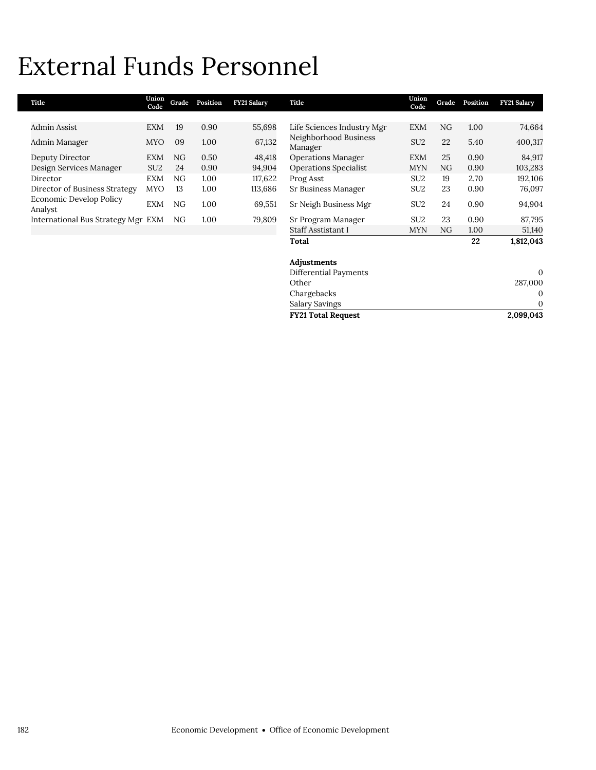# External Funds Personnel

| Title | Union Code | Grade | Position | FY21 Salary |
|---|---|---|---|---|
| Admin Assist | EXM | 19 | 0.90 | 55,698 |
| Admin Manager | MYO | 09 | 1.00 | 67,132 |
| Deputy Director | EXM | NG | 0.50 | 48,418 |
| Design Services Manager | SU2 | 24 | 0.90 | 94,904 |
| Director | EXM | NG | 1.00 | 117,622 |
| Director of Business Strategy | MYO | 13 | 1.00 | 113,686 |
| Economic Develop Policy Analyst | EXM | NG | 1.00 | 69,551 |
| International Bus Strategy Mgr | EXM | NG | 1.00 | 79,809 |
| Life Sciences Industry Mgr | EXM | NG | 1.00 | 74,664 |
| Neighborhood Business Manager | SU2 | 22 | 5.40 | 400,317 |
| Operations Manager | EXM | 25 | 0.90 | 84,917 |
| Operations Specialist | MYN | NG | 0.90 | 103,283 |
| Prog Asst | SU2 | 19 | 2.70 | 192,106 |
| Sr Business Manager | SU2 | 23 | 0.90 | 76,097 |
| Sr Neigh Business Mgr | SU2 | 24 | 0.90 | 94,904 |
| Sr Program Manager | SU2 | 23 | 0.90 | 87,795 |
| Staff Asstistant I | MYN | NG | 1.00 | 51,140 |
| **Total** | | | **22** | **1,812,043** |

| **Adjustments** | |
|---|---|
| Differential Payments | 0 |
| Other | 287,000 |
| Chargebacks | 0 |
| Salary Savings | 0 |
| **FY21 Total Request** | **2,099,043** |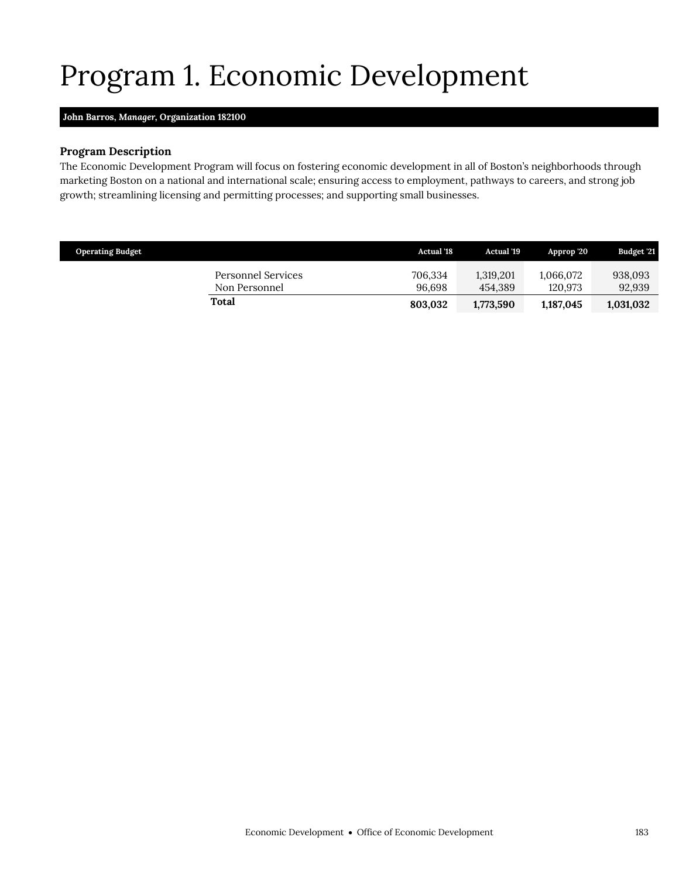# Program 1. Economic Development

**John Barros, *Manager*, Organization 182100**

### Program Description

The Economic Development Program will focus on fostering economic development in all of Boston's neighborhoods through marketing Boston on a national and international scale; ensuring access to employment, pathways to careers, and strong job growth; streamlining licensing and permitting processes; and supporting small businesses.

| Operating Budget | Actual '18 | Actual '19 | Approp '20 | Budget '21 |
|---|---|---|---|---|
| Personnel Services | 706,334 | 1,319,201 | 1,066,072 | 938,093 |
| Non Personnel | 96,698 | 454,389 | 120,973 | 92,939 |
| **Total** | **803,032** | **1,773,590** | **1,187,045** | **1,031,032** |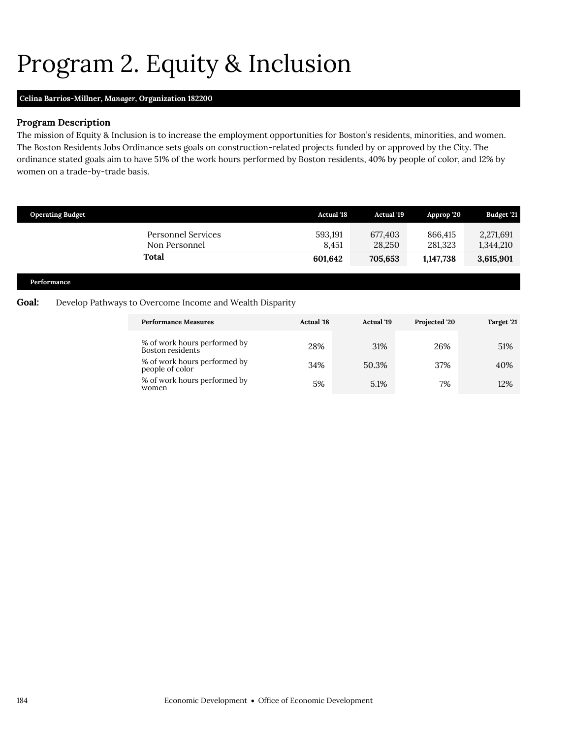# Program 2. Equity & Inclusion

**Celina Barrios-Millner, *Manager*, Organization 182200**

### Program Description

The mission of Equity & Inclusion is to increase the employment opportunities for Boston's residents, minorities, and women. The Boston Residents Jobs Ordinance sets goals on construction-related projects funded by or approved by the City. The ordinance stated goals aim to have 51% of the work hours performed by Boston residents, 40% by people of color, and 12% by women on a trade-by-trade basis.

| Operating Budget | Actual '18 | Actual '19 | Approp '20 | Budget '21 |
|---|---|---|---|---|
| Personnel Services | 593,191 | 677,403 | 866,415 | 2,271,691 |
| Non Personnel | 8,451 | 28,250 | 281,323 | 1,344,210 |
| **Total** | **601,642** | **705,653** | **1,147,738** | **3,615,901** |

### Performance

**Goal:** Develop Pathways to Overcome Income and Wealth Disparity

| Performance Measures | Actual '18 | Actual '19 | Projected '20 | Target '21 |
|---|---|---|---|---|
| % of work hours performed by Boston residents | 28% | 31% | 26% | 51% |
| % of work hours performed by people of color | 34% | 50.3% | 37% | 40% |
| % of work hours performed by women | 5% | 5.1% | 7% | 12% |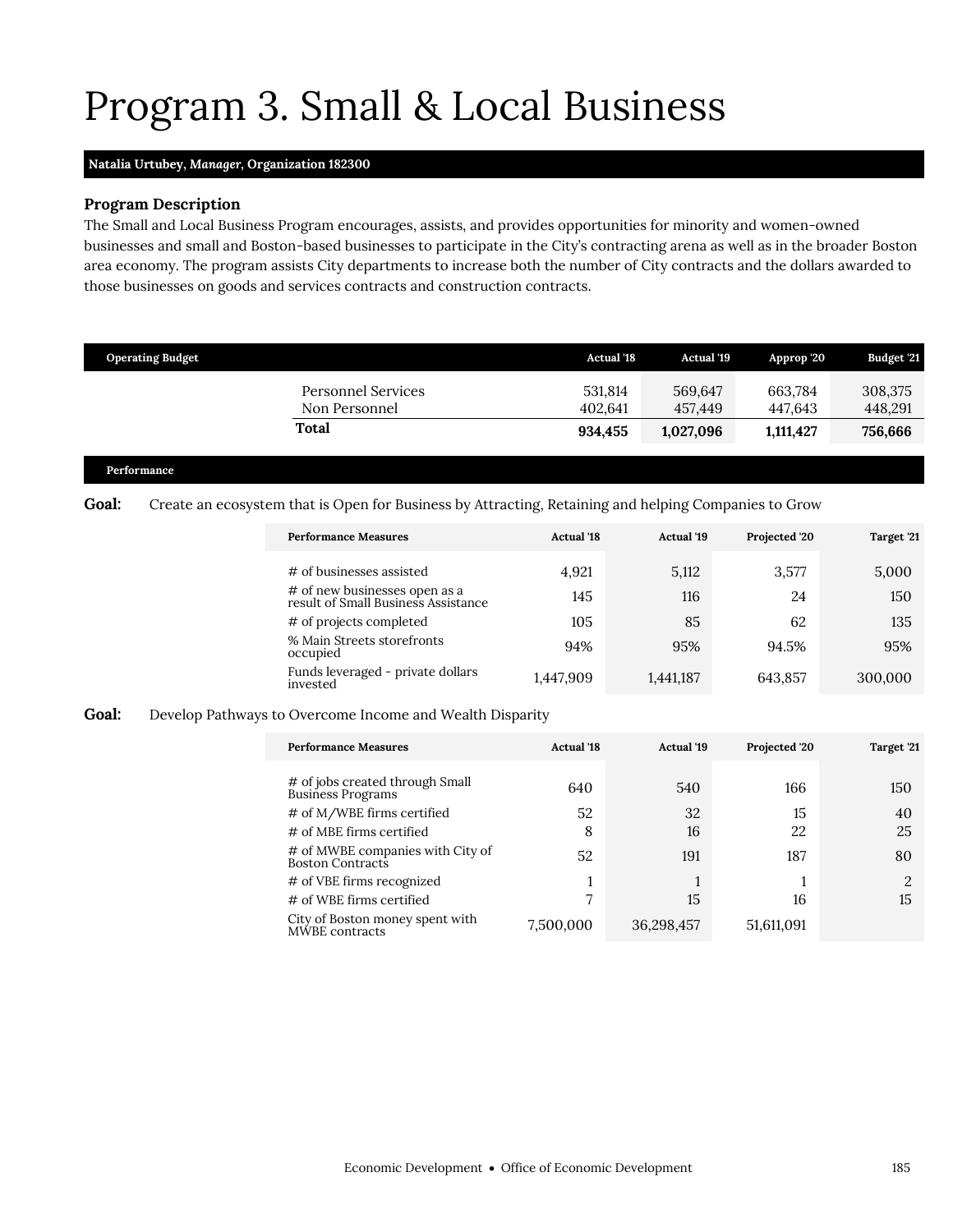# Program 3. Small & Local Business

**Natalia Urtubey, *Manager*, Organization 182300**

### Program Description

The Small and Local Business Program encourages, assists, and provides opportunities for minority and women-owned businesses and small and Boston-based businesses to participate in the City's contracting arena as well as in the broader Boston area economy. The program assists City departments to increase both the number of City contracts and the dollars awarded to those businesses on goods and services contracts and construction contracts.

| Operating Budget | Actual '18 | Actual '19 | Approp '20 | Budget '21 |
|---|---|---|---|---|
| Personnel Services | 531,814 | 569,647 | 663,784 | 308,375 |
| Non Personnel | 402,641 | 457,449 | 447,643 | 448,291 |
| **Total** | **934,455** | **1,027,096** | **1,111,427** | **756,666** |

**Performance**

**Goal:** Create an ecosystem that is Open for Business by Attracting, Retaining and helping Companies to Grow

| Performance Measures | Actual '18 | Actual '19 | Projected '20 | Target '21 |
|---|---|---|---|---|
| # of businesses assisted | 4,921 | 5,112 | 3,577 | 5,000 |
| # of new businesses open as a result of Small Business Assistance | 145 | 116 | 24 | 150 |
| # of projects completed | 105 | 85 | 62 | 135 |
| % Main Streets storefronts occupied | 94% | 95% | 94.5% | 95% |
| Funds leveraged - private dollars invested | 1,447,909 | 1,441,187 | 643,857 | 300,000 |

**Goal:** Develop Pathways to Overcome Income and Wealth Disparity

| Performance Measures | Actual '18 | Actual '19 | Projected '20 | Target '21 |
|---|---|---|---|---|
| # of jobs created through Small Business Programs | 640 | 540 | 166 | 150 |
| # of M/WBE firms certified | 52 | 32 | 15 | 40 |
| # of MBE firms certified | 8 | 16 | 22 | 25 |
| # of MWBE companies with City of Boston Contracts | 52 | 191 | 187 | 80 |
| # of VBE firms recognized | 1 | 1 | 1 | 2 |
| # of WBE firms certified | 7 | 15 | 16 | 15 |
| City of Boston money spent with MWBE contracts | 7,500,000 | 36,298,457 | 51,611,091 | |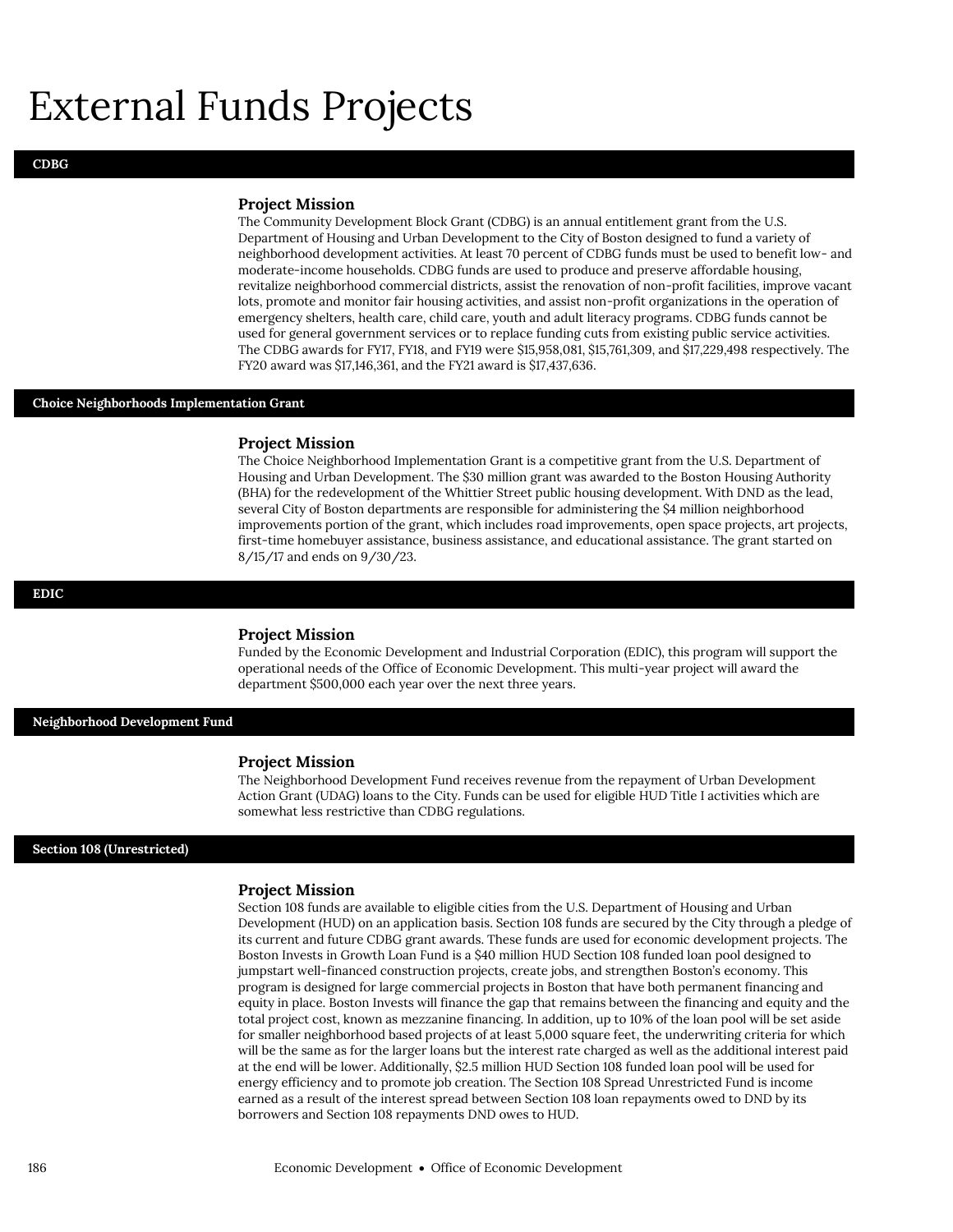# External Funds Projects

## CDBG

### Project Mission

The Community Development Block Grant (CDBG) is an annual entitlement grant from the U.S. Department of Housing and Urban Development to the City of Boston designed to fund a variety of neighborhood development activities. At least 70 percent of CDBG funds must be used to benefit low- and moderate-income households. CDBG funds are used to produce and preserve affordable housing, revitalize neighborhood commercial districts, assist the renovation of non-profit facilities, improve vacant lots, promote and monitor fair housing activities, and assist non-profit organizations in the operation of emergency shelters, health care, child care, youth and adult literacy programs. CDBG funds cannot be used for general government services or to replace funding cuts from existing public service activities. The CDBG awards for FY17, FY18, and FY19 were $15,958,081, $15,761,309, and $17,229,498 respectively. The FY20 award was $17,146,361, and the FY21 award is $17,437,636.

## Choice Neighborhoods Implementation Grant

### Project Mission

The Choice Neighborhood Implementation Grant is a competitive grant from the U.S. Department of Housing and Urban Development. The $30 million grant was awarded to the Boston Housing Authority (BHA) for the redevelopment of the Whittier Street public housing development. With DND as the lead, several City of Boston departments are responsible for administering the $4 million neighborhood improvements portion of the grant, which includes road improvements, open space projects, art projects, first-time homebuyer assistance, business assistance, and educational assistance. The grant started on 8/15/17 and ends on 9/30/23.

## EDIC

### Project Mission

Funded by the Economic Development and Industrial Corporation (EDIC), this program will support the operational needs of the Office of Economic Development. This multi-year project will award the department $500,000 each year over the next three years.

## Neighborhood Development Fund

### Project Mission

The Neighborhood Development Fund receives revenue from the repayment of Urban Development Action Grant (UDAG) loans to the City. Funds can be used for eligible HUD Title I activities which are somewhat less restrictive than CDBG regulations.

## Section 108 (Unrestricted)

### Project Mission

Section 108 funds are available to eligible cities from the U.S. Department of Housing and Urban Development (HUD) on an application basis. Section 108 funds are secured by the City through a pledge of its current and future CDBG grant awards. These funds are used for economic development projects. The Boston Invests in Growth Loan Fund is a $40 million HUD Section 108 funded loan pool designed to jumpstart well-financed construction projects, create jobs, and strengthen Boston's economy. This program is designed for large commercial projects in Boston that have both permanent financing and equity in place. Boston Invests will finance the gap that remains between the financing and equity and the total project cost, known as mezzanine financing. In addition, up to 10% of the loan pool will be set aside for smaller neighborhood based projects of at least 5,000 square feet, the underwriting criteria for which will be the same as for the larger loans but the interest rate charged as well as the additional interest paid at the end will be lower. Additionally, $2.5 million HUD Section 108 funded loan pool will be used for energy efficiency and to promote job creation. The Section 108 Spread Unrestricted Fund is income earned as a result of the interest spread between Section 108 loan repayments owed to DND by its borrowers and Section 108 repayments DND owes to HUD.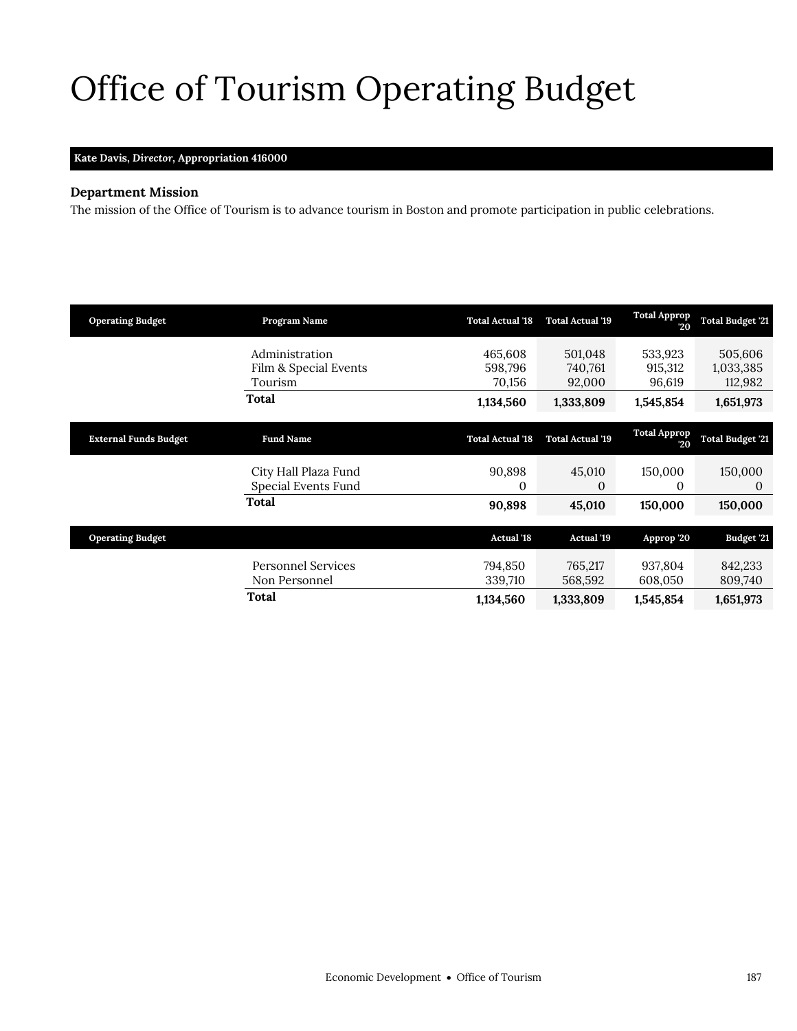# Office of Tourism Operating Budget

**Kate Davis, *Director*, Appropriation 416000**

### Department Mission

The mission of the Office of Tourism is to advance tourism in Boston and promote participation in public celebrations.

| Operating Budget | Program Name | Total Actual '18 | Total Actual '19 | Total Approp '20 | Total Budget '21 |
|---|---|---|---|---|---|
| | Administration | 465,608 | 501,048 | 533,923 | 505,606 |
| | Film & Special Events | 598,796 | 740,761 | 915,312 | 1,033,385 |
| | Tourism | 70,156 | 92,000 | 96,619 | 112,982 |
| | **Total** | **1,134,560** | **1,333,809** | **1,545,854** | **1,651,973** |

| External Funds Budget | Fund Name | Total Actual '18 | Total Actual '19 | Total Approp '20 | Total Budget '21 |
|---|---|---|---|---|---|
| | City Hall Plaza Fund | 90,898 | 45,010 | 150,000 | 150,000 |
| | Special Events Fund | 0 | 0 | 0 | 0 |
| | **Total** | **90,898** | **45,010** | **150,000** | **150,000** |

| Operating Budget | | Actual '18 | Actual '19 | Approp '20 | Budget '21 |
|---|---|---|---|---|---|
| | Personnel Services | 794,850 | 765,217 | 937,804 | 842,233 |
| | Non Personnel | 339,710 | 568,592 | 608,050 | 809,740 |
| | **Total** | **1,134,560** | **1,333,809** | **1,545,854** | **1,651,973** |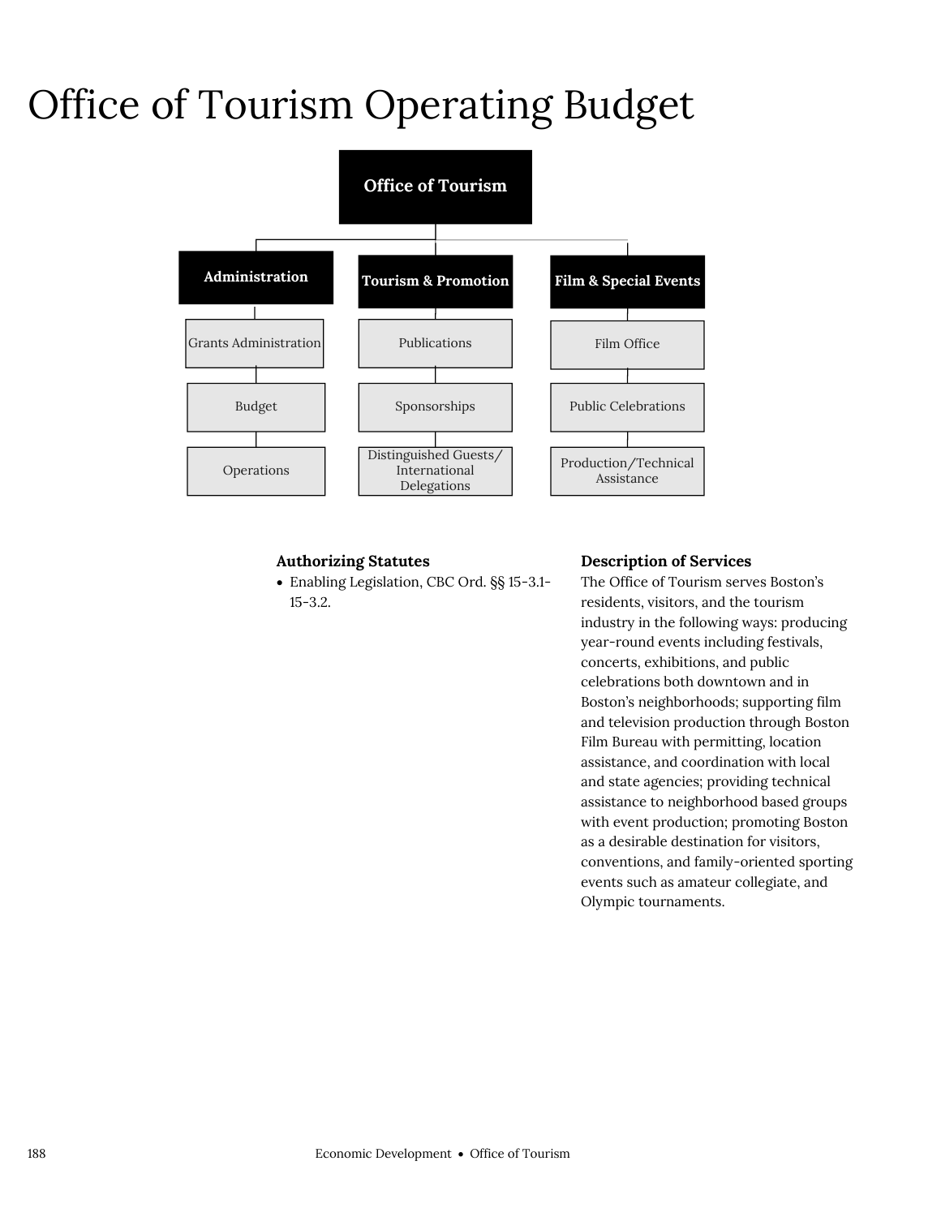# Office of Tourism Operating Budget

- **Office of Tourism**
  - **Administration**
    - Grants Administration
    - Budget
    - Operations
  - **Tourism & Promotion**
    - Publications
    - Sponsorships
    - Distinguished Guests/ International Delegations
  - **Film & Special Events**
    - Film Office
    - Public Celebrations
    - Production/Technical Assistance

### Authorizing Statutes

- Enabling Legislation, CBC Ord. §§ 15-3.1-15-3.2.

### Description of Services

The Office of Tourism serves Boston's residents, visitors, and the tourism industry in the following ways: producing year-round events including festivals, concerts, exhibitions, and public celebrations both downtown and in Boston's neighborhoods; supporting film and television production through Boston Film Bureau with permitting, location assistance, and coordination with local and state agencies; providing technical assistance to neighborhood based groups with event production; promoting Boston as a desirable destination for visitors, conventions, and family-oriented sporting events such as amateur collegiate, and Olympic tournaments.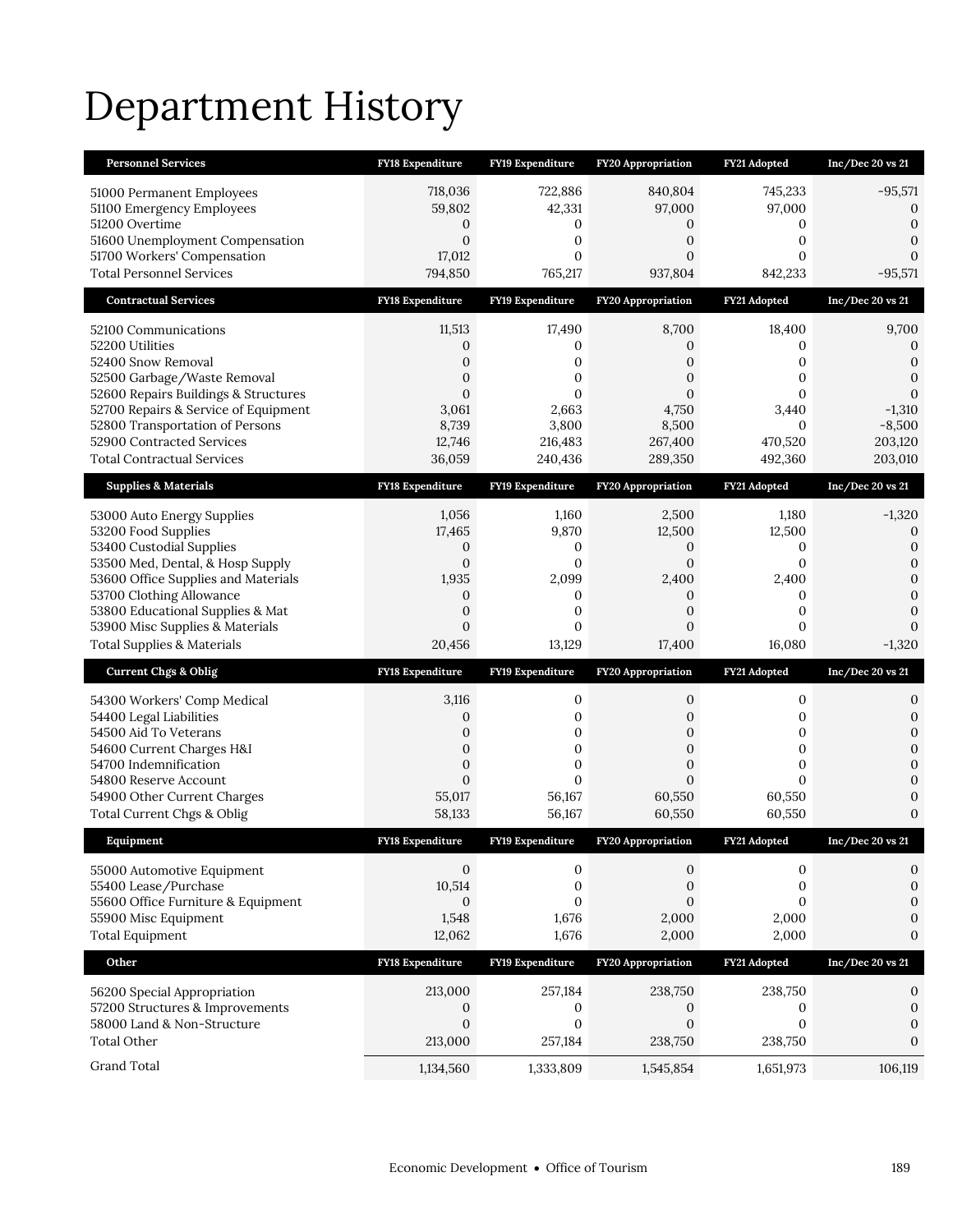# Department History

| Personnel Services | FY18 Expenditure | FY19 Expenditure | FY20 Appropriation | FY21 Adopted | Inc/Dec 20 vs 21 |
|---|---|---|---|---|---|
| 51000 Permanent Employees | 718,036 | 722,886 | 840,804 | 745,233 | -95,571 |
| 51100 Emergency Employees | 59,802 | 42,331 | 97,000 | 97,000 | 0 |
| 51200 Overtime | 0 | 0 | 0 | 0 | 0 |
| 51600 Unemployment Compensation | 0 | 0 | 0 | 0 | 0 |
| 51700 Workers' Compensation | 17,012 | 0 | 0 | 0 | 0 |
| Total Personnel Services | 794,850 | 765,217 | 937,804 | 842,233 | -95,571 |
| **Contractual Services** | **FY18 Expenditure** | **FY19 Expenditure** | **FY20 Appropriation** | **FY21 Adopted** | **Inc/Dec 20 vs 21** |
| 52100 Communications | 11,513 | 17,490 | 8,700 | 18,400 | 9,700 |
| 52200 Utilities | 0 | 0 | 0 | 0 | 0 |
| 52400 Snow Removal | 0 | 0 | 0 | 0 | 0 |
| 52500 Garbage/Waste Removal | 0 | 0 | 0 | 0 | 0 |
| 52600 Repairs Buildings & Structures | 0 | 0 | 0 | 0 | 0 |
| 52700 Repairs & Service of Equipment | 3,061 | 2,663 | 4,750 | 3,440 | -1,310 |
| 52800 Transportation of Persons | 8,739 | 3,800 | 8,500 | 0 | -8,500 |
| 52900 Contracted Services | 12,746 | 216,483 | 267,400 | 470,520 | 203,120 |
| Total Contractual Services | 36,059 | 240,436 | 289,350 | 492,360 | 203,010 |
| **Supplies & Materials** | **FY18 Expenditure** | **FY19 Expenditure** | **FY20 Appropriation** | **FY21 Adopted** | **Inc/Dec 20 vs 21** |
| 53000 Auto Energy Supplies | 1,056 | 1,160 | 2,500 | 1,180 | -1,320 |
| 53200 Food Supplies | 17,465 | 9,870 | 12,500 | 12,500 | 0 |
| 53400 Custodial Supplies | 0 | 0 | 0 | 0 | 0 |
| 53500 Med, Dental, & Hosp Supply | 0 | 0 | 0 | 0 | 0 |
| 53600 Office Supplies and Materials | 1,935 | 2,099 | 2,400 | 2,400 | 0 |
| 53700 Clothing Allowance | 0 | 0 | 0 | 0 | 0 |
| 53800 Educational Supplies & Mat | 0 | 0 | 0 | 0 | 0 |
| 53900 Misc Supplies & Materials | 0 | 0 | 0 | 0 | 0 |
| Total Supplies & Materials | 20,456 | 13,129 | 17,400 | 16,080 | -1,320 |
| **Current Chgs & Oblig** | **FY18 Expenditure** | **FY19 Expenditure** | **FY20 Appropriation** | **FY21 Adopted** | **Inc/Dec 20 vs 21** |
| 54300 Workers' Comp Medical | 3,116 | 0 | 0 | 0 | 0 |
| 54400 Legal Liabilities | 0 | 0 | 0 | 0 | 0 |
| 54500 Aid To Veterans | 0 | 0 | 0 | 0 | 0 |
| 54600 Current Charges H&I | 0 | 0 | 0 | 0 | 0 |
| 54700 Indemnification | 0 | 0 | 0 | 0 | 0 |
| 54800 Reserve Account | 0 | 0 | 0 | 0 | 0 |
| 54900 Other Current Charges | 55,017 | 56,167 | 60,550 | 60,550 | 0 |
| Total Current Chgs & Oblig | 58,133 | 56,167 | 60,550 | 60,550 | 0 |
| **Equipment** | **FY18 Expenditure** | **FY19 Expenditure** | **FY20 Appropriation** | **FY21 Adopted** | **Inc/Dec 20 vs 21** |
| 55000 Automotive Equipment | 0 | 0 | 0 | 0 | 0 |
| 55400 Lease/Purchase | 10,514 | 0 | 0 | 0 | 0 |
| 55600 Office Furniture & Equipment | 0 | 0 | 0 | 0 | 0 |
| 55900 Misc Equipment | 1,548 | 1,676 | 2,000 | 2,000 | 0 |
| Total Equipment | 12,062 | 1,676 | 2,000 | 2,000 | 0 |
| **Other** | **FY18 Expenditure** | **FY19 Expenditure** | **FY20 Appropriation** | **FY21 Adopted** | **Inc/Dec 20 vs 21** |
| 56200 Special Appropriation | 213,000 | 257,184 | 238,750 | 238,750 | 0 |
| 57200 Structures & Improvements | 0 | 0 | 0 | 0 | 0 |
| 58000 Land & Non-Structure | 0 | 0 | 0 | 0 | 0 |
| Total Other | 213,000 | 257,184 | 238,750 | 238,750 | 0 |
| Grand Total | 1,134,560 | 1,333,809 | 1,545,854 | 1,651,973 | 106,119 |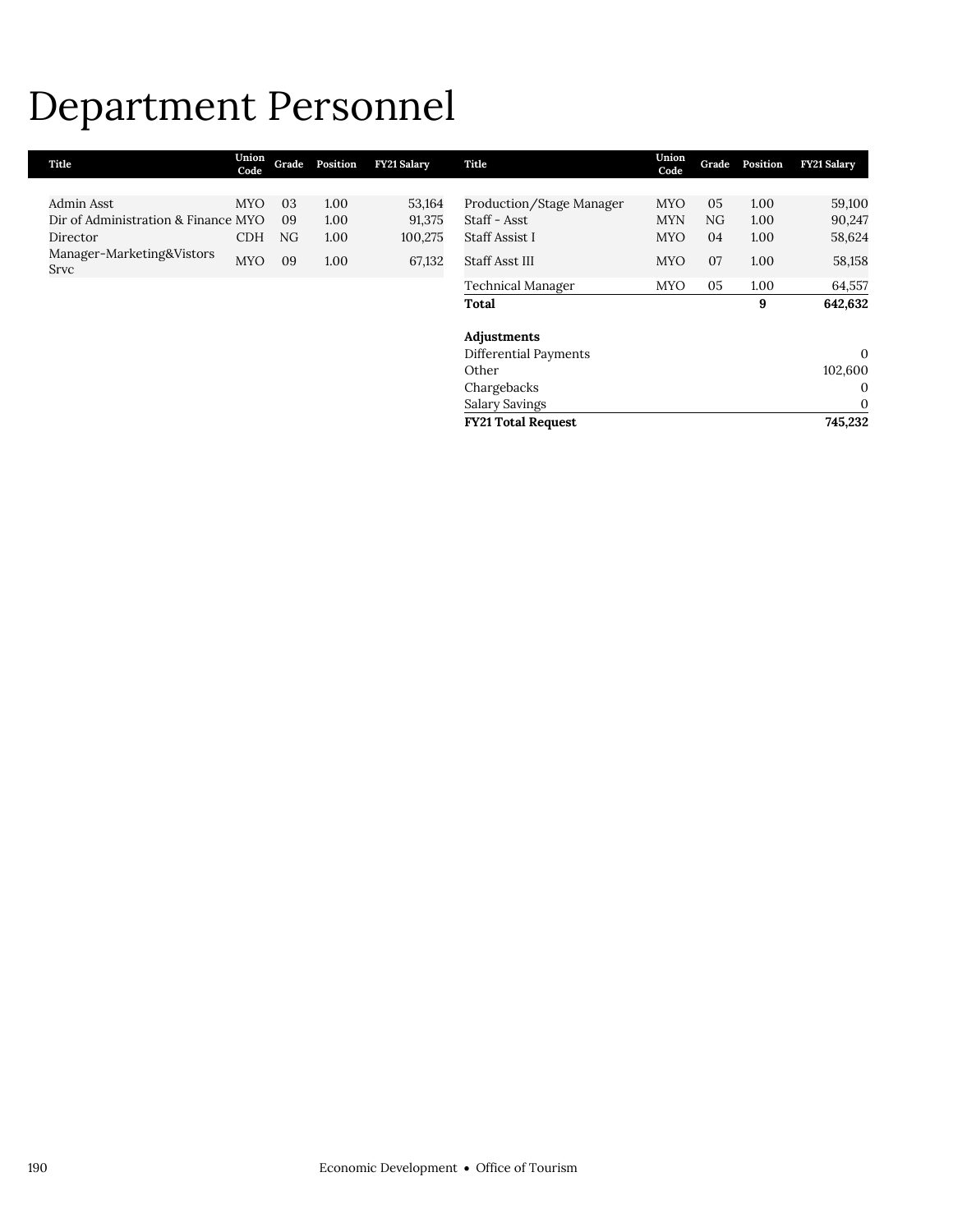# Department Personnel

| Title | Union Code | Grade | Position | FY21 Salary |
|---|---|---|---|---|
| Admin Asst | MYO | 03 | 1.00 | 53,164 |
| Dir of Administration & Finance | MYO | 09 | 1.00 | 91,375 |
| Director | CDH | NG | 1.00 | 100,275 |
| Manager-Marketing&Vistors Srvc | MYO | 09 | 1.00 | 67,132 |
| Production/Stage Manager | MYO | 05 | 1.00 | 59,100 |
| Staff - Asst | MYN | NG | 1.00 | 90,247 |
| Staff Assist I | MYO | 04 | 1.00 | 58,624 |
| Staff Asst III | MYO | 07 | 1.00 | 58,158 |
| Technical Manager | MYO | 05 | 1.00 | 64,557 |
| **Total** | | | **9** | **642,632** |
| | | | | |
| **Adjustments** | | | | |
| Differential Payments | | | | 0 |
| Other | | | | 102,600 |
| Chargebacks | | | | 0 |
| Salary Savings | | | | 0 |
| **FY21 Total Request** | | | | **745,232** |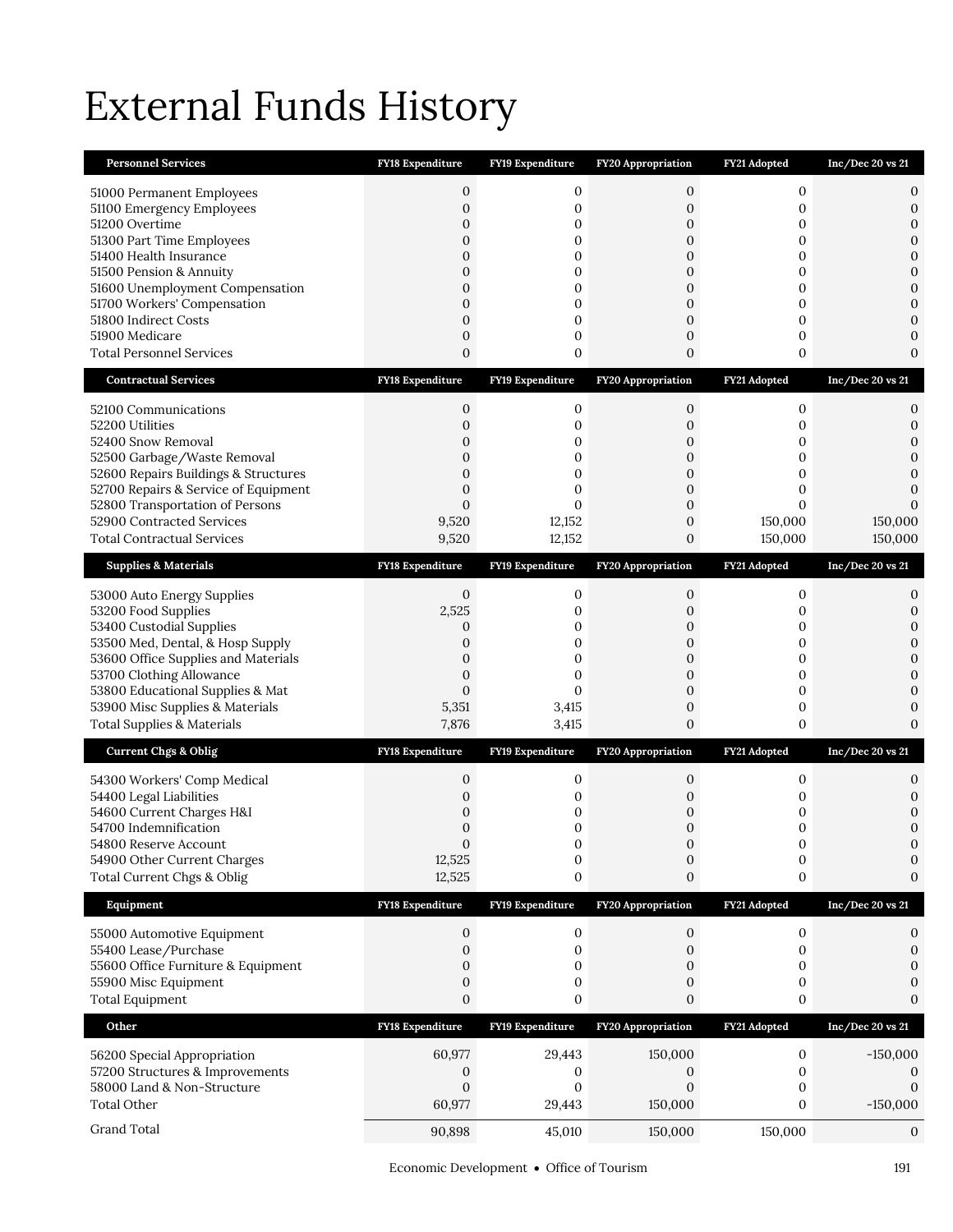# External Funds History

| Personnel Services | FY18 Expenditure | FY19 Expenditure | FY20 Appropriation | FY21 Adopted | Inc/Dec 20 vs 21 |
|---|---|---|---|---|---|
| 51000 Permanent Employees | 0 | 0 | 0 | 0 | 0 |
| 51100 Emergency Employees | 0 | 0 | 0 | 0 | 0 |
| 51200 Overtime | 0 | 0 | 0 | 0 | 0 |
| 51300 Part Time Employees | 0 | 0 | 0 | 0 | 0 |
| 51400 Health Insurance | 0 | 0 | 0 | 0 | 0 |
| 51500 Pension & Annuity | 0 | 0 | 0 | 0 | 0 |
| 51600 Unemployment Compensation | 0 | 0 | 0 | 0 | 0 |
| 51700 Workers' Compensation | 0 | 0 | 0 | 0 | 0 |
| 51800 Indirect Costs | 0 | 0 | 0 | 0 | 0 |
| 51900 Medicare | 0 | 0 | 0 | 0 | 0 |
| Total Personnel Services | 0 | 0 | 0 | 0 | 0 |

| Contractual Services | FY18 Expenditure | FY19 Expenditure | FY20 Appropriation | FY21 Adopted | Inc/Dec 20 vs 21 |
|---|---|---|---|---|---|
| 52100 Communications | 0 | 0 | 0 | 0 | 0 |
| 52200 Utilities | 0 | 0 | 0 | 0 | 0 |
| 52400 Snow Removal | 0 | 0 | 0 | 0 | 0 |
| 52500 Garbage/Waste Removal | 0 | 0 | 0 | 0 | 0 |
| 52600 Repairs Buildings & Structures | 0 | 0 | 0 | 0 | 0 |
| 52700 Repairs & Service of Equipment | 0 | 0 | 0 | 0 | 0 |
| 52800 Transportation of Persons | 0 | 0 | 0 | 0 | 0 |
| 52900 Contracted Services | 9,520 | 12,152 | 0 | 150,000 | 150,000 |
| Total Contractual Services | 9,520 | 12,152 | 0 | 150,000 | 150,000 |

| Supplies & Materials | FY18 Expenditure | FY19 Expenditure | FY20 Appropriation | FY21 Adopted | Inc/Dec 20 vs 21 |
|---|---|---|---|---|---|
| 53000 Auto Energy Supplies | 0 | 0 | 0 | 0 | 0 |
| 53200 Food Supplies | 2,525 | 0 | 0 | 0 | 0 |
| 53400 Custodial Supplies | 0 | 0 | 0 | 0 | 0 |
| 53500 Med, Dental, & Hosp Supply | 0 | 0 | 0 | 0 | 0 |
| 53600 Office Supplies and Materials | 0 | 0 | 0 | 0 | 0 |
| 53700 Clothing Allowance | 0 | 0 | 0 | 0 | 0 |
| 53800 Educational Supplies & Mat | 0 | 0 | 0 | 0 | 0 |
| 53900 Misc Supplies & Materials | 5,351 | 3,415 | 0 | 0 | 0 |
| Total Supplies & Materials | 7,876 | 3,415 | 0 | 0 | 0 |

| Current Chgs & Oblig | FY18 Expenditure | FY19 Expenditure | FY20 Appropriation | FY21 Adopted | Inc/Dec 20 vs 21 |
|---|---|---|---|---|---|
| 54300 Workers' Comp Medical | 0 | 0 | 0 | 0 | 0 |
| 54400 Legal Liabilities | 0 | 0 | 0 | 0 | 0 |
| 54600 Current Charges H&I | 0 | 0 | 0 | 0 | 0 |
| 54700 Indemnification | 0 | 0 | 0 | 0 | 0 |
| 54800 Reserve Account | 0 | 0 | 0 | 0 | 0 |
| 54900 Other Current Charges | 12,525 | 0 | 0 | 0 | 0 |
| Total Current Chgs & Oblig | 12,525 | 0 | 0 | 0 | 0 |

| Equipment | FY18 Expenditure | FY19 Expenditure | FY20 Appropriation | FY21 Adopted | Inc/Dec 20 vs 21 |
|---|---|---|---|---|---|
| 55000 Automotive Equipment | 0 | 0 | 0 | 0 | 0 |
| 55400 Lease/Purchase | 0 | 0 | 0 | 0 | 0 |
| 55600 Office Furniture & Equipment | 0 | 0 | 0 | 0 | 0 |
| 55900 Misc Equipment | 0 | 0 | 0 | 0 | 0 |
| Total Equipment | 0 | 0 | 0 | 0 | 0 |

| Other | FY18 Expenditure | FY19 Expenditure | FY20 Appropriation | FY21 Adopted | Inc/Dec 20 vs 21 |
|---|---|---|---|---|---|
| 56200 Special Appropriation | 60,977 | 29,443 | 150,000 | 0 | -150,000 |
| 57200 Structures & Improvements | 0 | 0 | 0 | 0 | 0 |
| 58000 Land & Non-Structure | 0 | 0 | 0 | 0 | 0 |
| Total Other | 60,977 | 29,443 | 150,000 | 0 | -150,000 |
| Grand Total | 90,898 | 45,010 | 150,000 | 150,000 | 0 |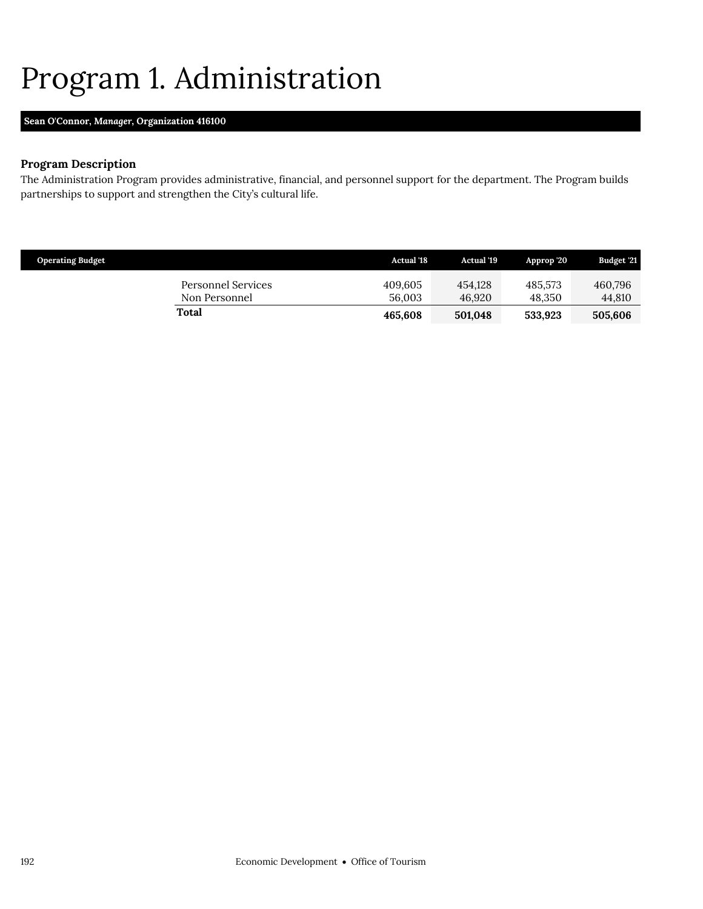# Program 1. Administration

**Sean O'Connor, *Manager*, Organization 416100**

### Program Description

The Administration Program provides administrative, financial, and personnel support for the department. The Program builds partnerships to support and strengthen the City's cultural life.

| Operating Budget | Actual '18 | Actual '19 | Approp '20 | Budget '21 |
|---|---|---|---|---|
| Personnel Services | 409,605 | 454,128 | 485,573 | 460,796 |
| Non Personnel | 56,003 | 46,920 | 48,350 | 44,810 |
| **Total** | **465,608** | **501,048** | **533,923** | **505,606** |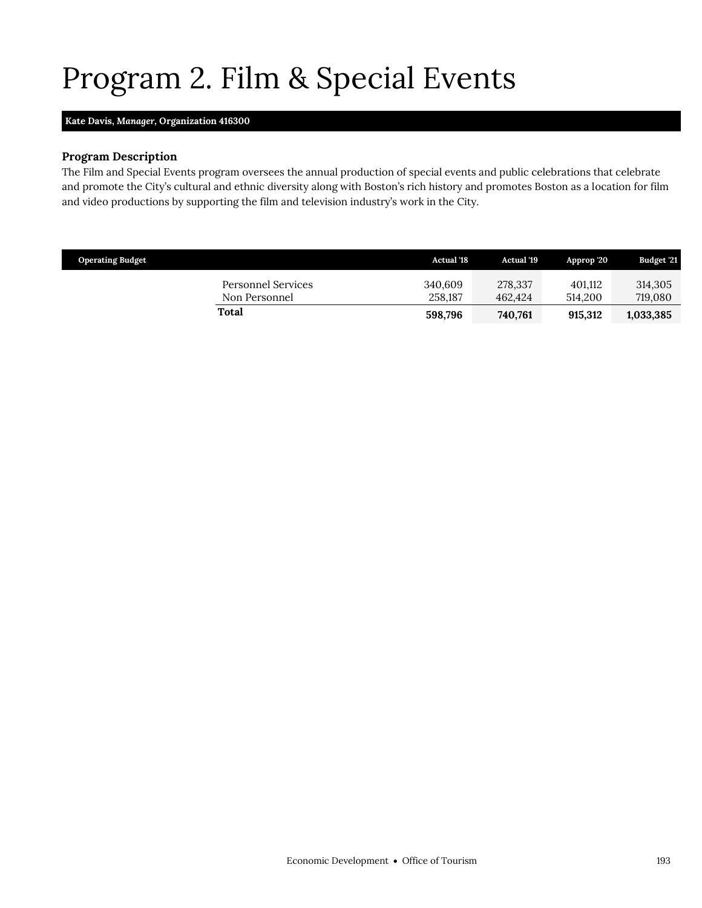# Program 2. Film & Special Events

**Kate Davis, *Manager*, Organization 416300**

### Program Description

The Film and Special Events program oversees the annual production of special events and public celebrations that celebrate and promote the City's cultural and ethnic diversity along with Boston's rich history and promotes Boston as a location for film and video productions by supporting the film and television industry's work in the City.

| Operating Budget | Actual '18 | Actual '19 | Approp '20 | Budget '21 |
|---|---|---|---|---|
| Personnel Services | 340,609 | 278,337 | 401,112 | 314,305 |
| Non Personnel | 258,187 | 462,424 | 514,200 | 719,080 |
| **Total** | **598,796** | **740,761** | **915,312** | **1,033,385** |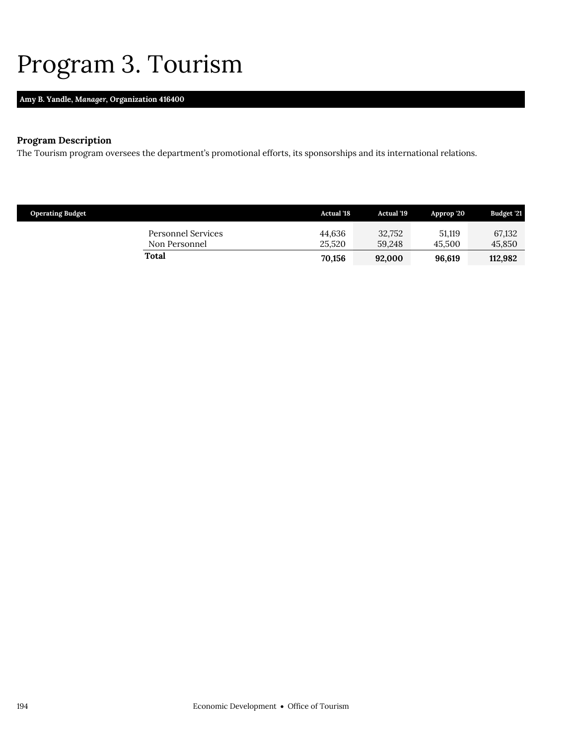# Program 3. Tourism

**Amy B. Yandle, *Manager*, Organization 416400**

### Program Description

The Tourism program oversees the department's promotional efforts, its sponsorships and its international relations.

| Operating Budget | Actual '18 | Actual '19 | Approp '20 | Budget '21 |
|---|---|---|---|---|
| Personnel Services | 44,636 | 32,752 | 51,119 | 67,132 |
| Non Personnel | 25,520 | 59,248 | 45,500 | 45,850 |
| **Total** | **70,156** | **92,000** | **96,619** | **112,982** |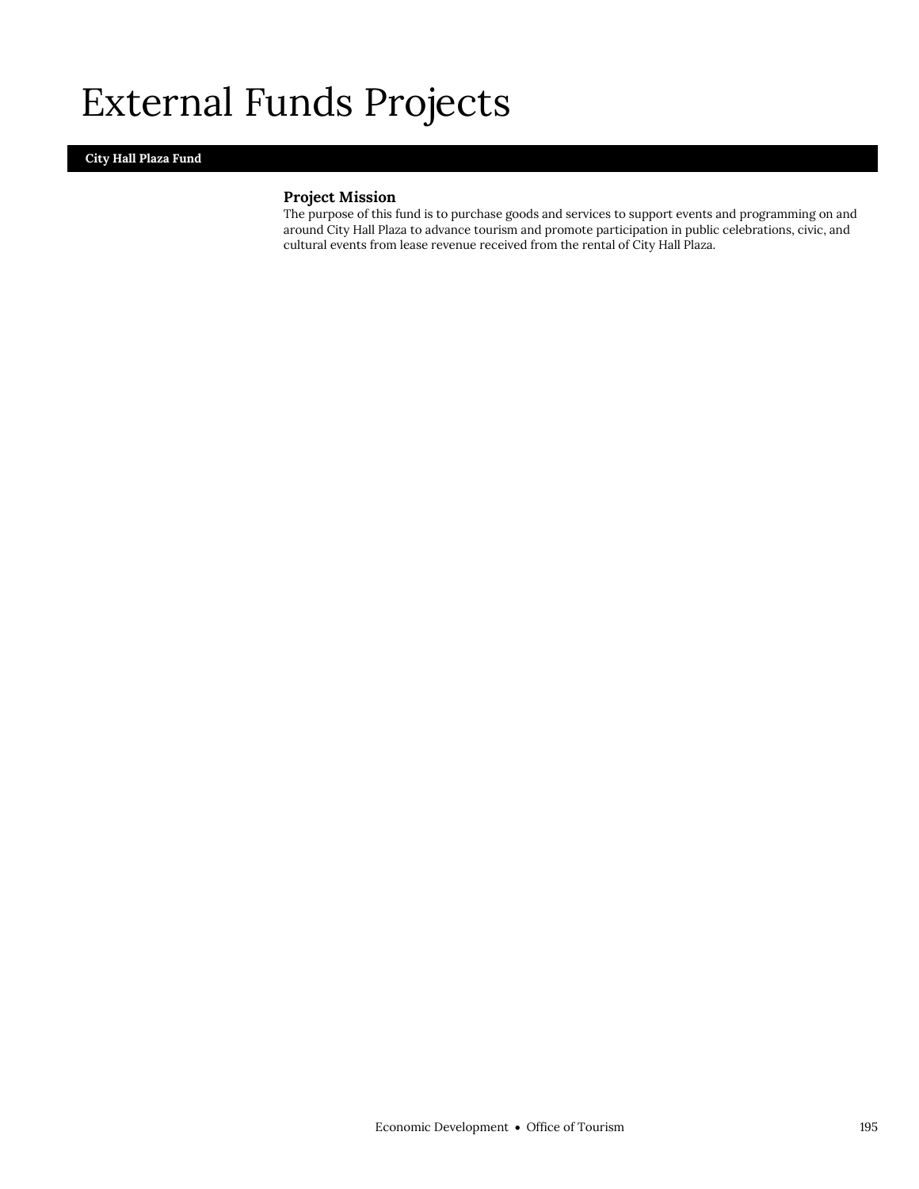# External Funds Projects

## City Hall Plaza Fund

### Project Mission

The purpose of this fund is to purchase goods and services to support events and programming on and around City Hall Plaza to advance tourism and promote participation in public celebrations, civic, and cultural events from lease revenue received from the rental of City Hall Plaza.